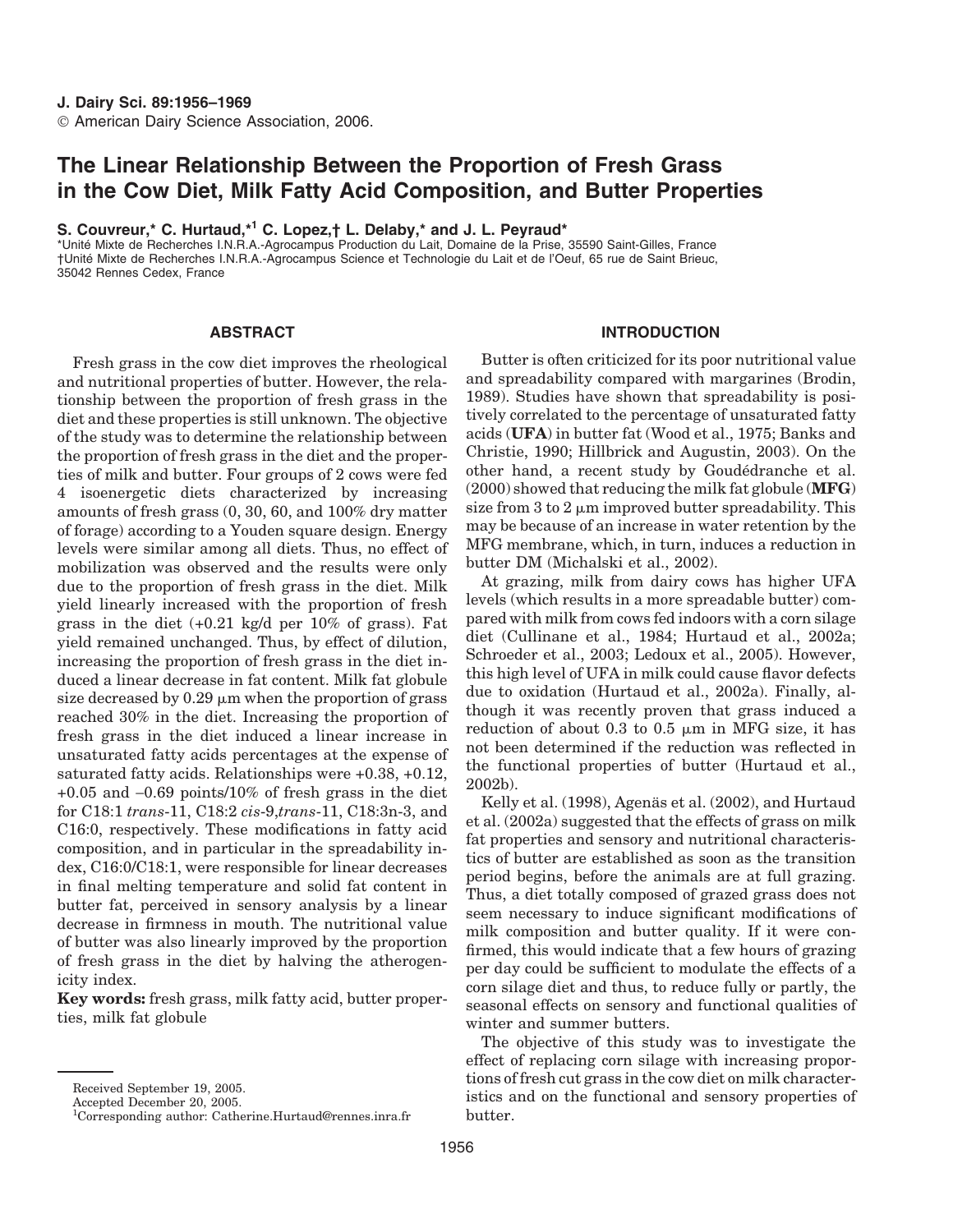# The Linear Relationship Between the Proportion of Fresh Grass in the Cow Diet, Milk Fatty Acid Composition, and Butter Properties

**S. Couvreur,\* C. Hurtaud,\*[1] C. Lopez,† L. Delaby,\* and J. L. Peyraud\***

\*Unité Mixte de Recherches I.N.R.A.-Agrocampus Production du Lait, Domaine de la Prise, 35590 Saint-Gilles, France
†Unité Mixte de Recherches I.N.R.A.-Agrocampus Science et Technologie du Lait et de l'Oeuf, 65 rue de Saint Brieuc, 35042 Rennes Cedex, France

## ABSTRACT

Fresh grass in the cow diet improves the rheological and nutritional properties of butter. However, the relationship between the proportion of fresh grass in the diet and these properties is still unknown. The objective of the study was to determine the relationship between the proportion of fresh grass in the diet and the properties of milk and butter. Four groups of 2 cows were fed 4 isoenergetic diets characterized by increasing amounts of fresh grass (0, 30, 60, and 100% dry matter of forage) according to a Youden square design. Energy levels were similar among all diets. Thus, no effect of mobilization was observed and the results were only due to the proportion of fresh grass in the diet. Milk yield linearly increased with the proportion of fresh grass in the diet (+0.21 kg/d per 10% of grass). Fat yield remained unchanged. Thus, by effect of dilution, increasing the proportion of fresh grass in the diet induced a linear decrease in fat content. Milk fat globule size decreased by 0.29 μm when the proportion of grass reached 30% in the diet. Increasing the proportion of fresh grass in the diet induced a linear increase in unsaturated fatty acids percentages at the expense of saturated fatty acids. Relationships were +0.38, +0.12, +0.05 and −0.69 points/10% of fresh grass in the diet for C18:1 *trans*-11, C18:2 *cis*-9,*trans*-11, C18:3n-3, and C16:0, respectively. These modifications in fatty acid composition, and in particular in the spreadability index, C16:0/C18:1, were responsible for linear decreases in final melting temperature and solid fat content in butter fat, perceived in sensory analysis by a linear decrease in firmness in mouth. The nutritional value of butter was also linearly improved by the proportion of fresh grass in the diet by halving the atherogenicity index.

**Key words:** fresh grass, milk fatty acid, butter properties, milk fat globule

## INTRODUCTION

Butter is often criticized for its poor nutritional value and spreadability compared with margarines (Brodin, 1989). Studies have shown that spreadability is positively correlated to the percentage of unsaturated fatty acids (**UFA**) in butter fat (Wood et al., 1975; Banks and Christie, 1990; Hillbrick and Augustin, 2003). On the other hand, a recent study by Goudédranche et al. (2000) showed that reducing the milk fat globule (**MFG**) size from 3 to 2 μm improved butter spreadability. This may be because of an increase in water retention by the MFG membrane, which, in turn, induces a reduction in butter DM (Michalski et al., 2002).

At grazing, milk from dairy cows has higher UFA levels (which results in a more spreadable butter) compared with milk from cows fed indoors with a corn silage diet (Cullinane et al., 1984; Hurtaud et al., 2002a; Schroeder et al., 2003; Ledoux et al., 2005). However, this high level of UFA in milk could cause flavor defects due to oxidation (Hurtaud et al., 2002a). Finally, although it was recently proven that grass induced a reduction of about 0.3 to 0.5 μm in MFG size, it has not been determined if the reduction was reflected in the functional properties of butter (Hurtaud et al., 2002b).

Kelly et al. (1998), Agenäs et al. (2002), and Hurtaud et al. (2002a) suggested that the effects of grass on milk fat properties and sensory and nutritional characteristics of butter are established as soon as the transition period begins, before the animals are at full grazing. Thus, a diet totally composed of grazed grass does not seem necessary to induce significant modifications of milk composition and butter quality. If it were confirmed, this would indicate that a few hours of grazing per day could be sufficient to modulate the effects of a corn silage diet and thus, to reduce fully or partly, the seasonal effects on sensory and functional qualities of winter and summer butters.

The objective of this study was to investigate the effect of replacing corn silage with increasing proportions of fresh cut grass in the cow diet on milk characteristics and on the functional and sensory properties of butter.

Received September 19, 2005.
Accepted December 20, 2005.
[1]Corresponding author: Catherine.Hurtaud@rennes.inra.fr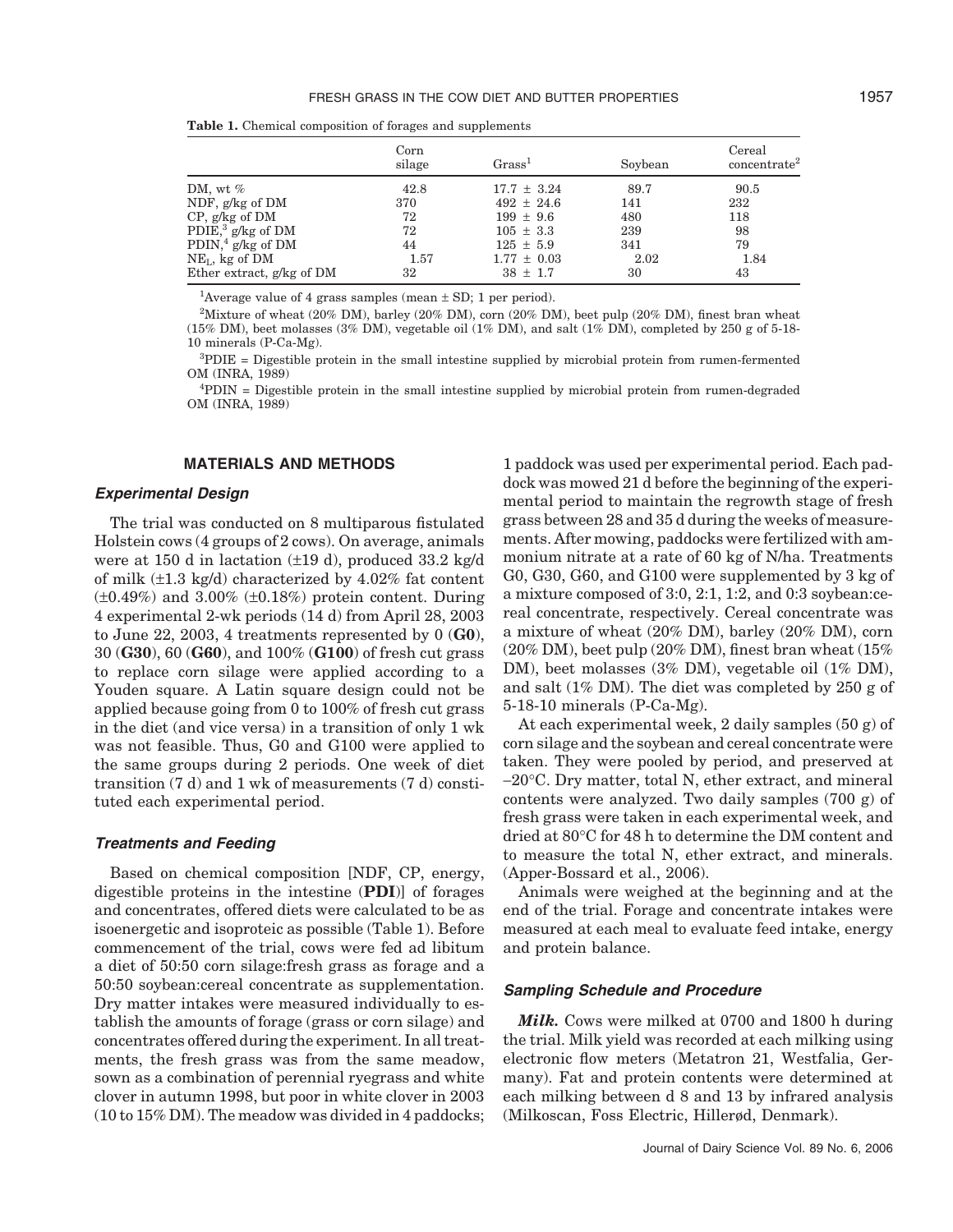**Table 1.** Chemical composition of forages and supplements

| | Corn silage | Grass[1] | Soybean | Cereal concentrate[2] |
|---|---|---|---|---|
| DM, wt % | 42.8 | 17.7 ± 3.24 | 89.7 | 90.5 |
| NDF, g/kg of DM | 370 | 492 ± 24.6 | 141 | 232 |
| CP, g/kg of DM | 72 | 199 ± 9.6 | 480 | 118 |
| PDIE,[3] g/kg of DM | 72 | 105 ± 3.3 | 239 | 98 |
| PDIN,[4] g/kg of DM | 44 | 125 ± 5.9 | 341 | 79 |
| $NE_L$, kg of DM | 1.57 | 1.77 ± 0.03 | 2.02 | 1.84 |
| Ether extract, g/kg of DM | 32 | 38 ± 1.7 | 30 | 43 |

[1]Average value of 4 grass samples (mean ± SD; 1 per period).

[2]Mixture of wheat (20% DM), barley (20% DM), corn (20% DM), beet pulp (20% DM), finest bran wheat (15% DM), beet molasses (3% DM), vegetable oil (1% DM), and salt (1% DM), completed by 250 g of 5-18-10 minerals (P-Ca-Mg).

[3]PDIE = Digestible protein in the small intestine supplied by microbial protein from rumen-fermented OM (INRA, 1989)

[4]PDIN = Digestible protein in the small intestine supplied by microbial protein from rumen-degraded OM (INRA, 1989)

## MATERIALS AND METHODS

### *Experimental Design*

The trial was conducted on 8 multiparous fistulated Holstein cows (4 groups of 2 cows). On average, animals were at 150 d in lactation (±19 d), produced 33.2 kg/d of milk (±1.3 kg/d) characterized by 4.02% fat content (±0.49%) and 3.00% (±0.18%) protein content. During 4 experimental 2-wk periods (14 d) from April 28, 2003 to June 22, 2003, 4 treatments represented by 0 (**G0**), 30 (**G30**), 60 (**G60**), and 100% (**G100**) of fresh cut grass to replace corn silage were applied according to a Youden square. A Latin square design could not be applied because going from 0 to 100% of fresh cut grass in the diet (and vice versa) in a transition of only 1 wk was not feasible. Thus, G0 and G100 were applied to the same groups during 2 periods. One week of diet transition (7 d) and 1 wk of measurements (7 d) constituted each experimental period.

### *Treatments and Feeding*

Based on chemical composition [NDF, CP, energy, digestible proteins in the intestine (**PDI**)] of forages and concentrates, offered diets were calculated to be as isoenergetic and isoproteic as possible (Table 1). Before commencement of the trial, cows were fed ad libitum a diet of 50:50 corn silage:fresh grass as forage and a 50:50 soybean:cereal concentrate as supplementation. Dry matter intakes were measured individually to establish the amounts of forage (grass or corn silage) and concentrates offered during the experiment. In all treatments, the fresh grass was from the same meadow, sown as a combination of perennial ryegrass and white clover in autumn 1998, but poor in white clover in 2003 (10 to 15% DM). The meadow was divided in 4 paddocks; 1 paddock was used per experimental period. Each paddock was mowed 21 d before the beginning of the experimental period to maintain the regrowth stage of fresh grass between 28 and 35 d during the weeks of measurements. After mowing, paddocks were fertilized with ammonium nitrate at a rate of 60 kg of N/ha. Treatments G0, G30, G60, and G100 were supplemented by 3 kg of a mixture composed of 3:0, 2:1, 1:2, and 0:3 soybean:cereal concentrate, respectively. Cereal concentrate was a mixture of wheat (20% DM), barley (20% DM), corn (20% DM), beet pulp (20% DM), finest bran wheat (15% DM), beet molasses (3% DM), vegetable oil (1% DM), and salt (1% DM). The diet was completed by 250 g of 5-18-10 minerals (P-Ca-Mg).

At each experimental week, 2 daily samples (50 g) of corn silage and the soybean and cereal concentrate were taken. They were pooled by period, and preserved at −20°C. Dry matter, total N, ether extract, and mineral contents were analyzed. Two daily samples (700 g) of fresh grass were taken in each experimental week, and dried at 80°C for 48 h to determine the DM content and to measure the total N, ether extract, and minerals. (Apper-Bossard et al., 2006).

Animals were weighed at the beginning and at the end of the trial. Forage and concentrate intakes were measured at each meal to evaluate feed intake, energy and protein balance.

### *Sampling Schedule and Procedure*

***Milk.*** Cows were milked at 0700 and 1800 h during the trial. Milk yield was recorded at each milking using electronic flow meters (Metatron 21, Westfalia, Germany). Fat and protein contents were determined at each milking between d 8 and 13 by infrared analysis (Milkoscan, Foss Electric, Hillerød, Denmark).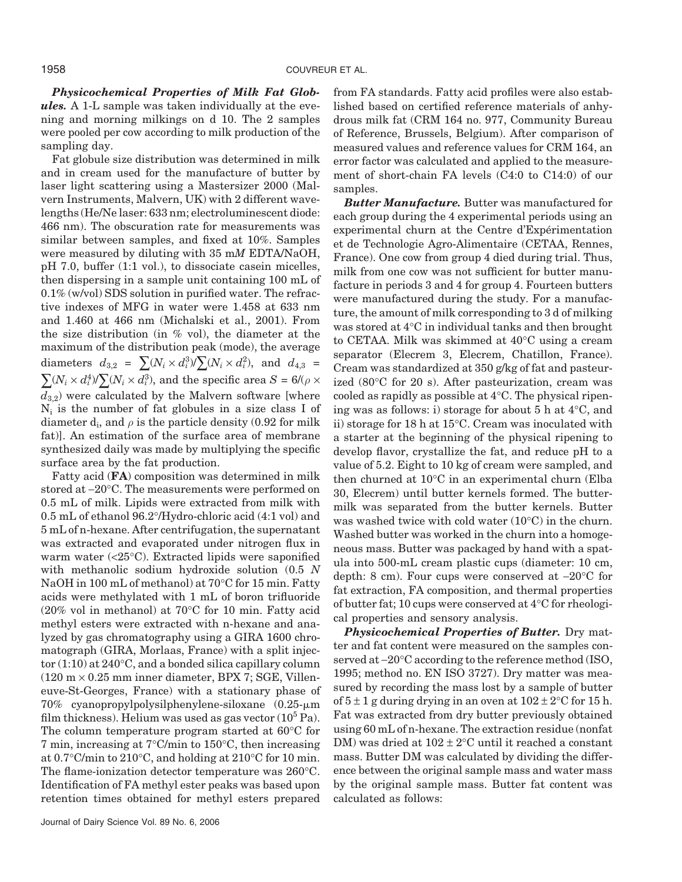***Physicochemical Properties of Milk Fat Globules.*** A 1-L sample was taken individually at the evening and morning milkings on d 10. The 2 samples were pooled per cow according to milk production of the sampling day.

Fat globule size distribution was determined in milk and in cream used for the manufacture of butter by laser light scattering using a Mastersizer 2000 (Malvern Instruments, Malvern, UK) with 2 different wavelengths (He/Ne laser: 633 nm; electroluminescent diode: 466 nm). The obscuration rate for measurements was similar between samples, and fixed at 10%. Samples were measured by diluting with 35 m*M* EDTA/NaOH, pH 7.0, buffer (1:1 vol.), to dissociate casein micelles, then dispersing in a sample unit containing 100 mL of 0.1% (w/vol) SDS solution in purified water. The refractive indexes of MFG in water were 1.458 at 633 nm and 1.460 at 466 nm (Michalski et al., 2001). From the size distribution (in % vol), the diameter at the maximum of the distribution peak (mode), the average diameters $d_{3,2} = \sum(N_i \times d_i^3)/\sum(N_i \times d_i^2)$, and $d_{4,3} = \sum(N_i \times d_i^4)/\sum(N_i \times d_i^3)$, and the specific area $S = 6/(\rho \times d_{3,2})$ were calculated by the Malvern software [where $N_i$ is the number of fat globules in a size class I of diameter $d_i$, and $\rho$ is the particle density (0.92 for milk fat)]. An estimation of the surface area of membrane synthesized daily was made by multiplying the specific surface area by the fat production.

Fatty acid (**FA**) composition was determined in milk stored at –20°C. The measurements were performed on 0.5 mL of milk. Lipids were extracted from milk with 0.5 mL of ethanol 96.2°/Hydro-chloric acid (4:1 vol) and 5 mL of n-hexane. After centrifugation, the supernatant was extracted and evaporated under nitrogen flux in warm water (<25°C). Extracted lipids were saponified with methanolic sodium hydroxide solution (0.5 *N* NaOH in 100 mL of methanol) at 70°C for 15 min. Fatty acids were methylated with 1 mL of boron trifluoride (20% vol in methanol) at 70°C for 10 min. Fatty acid methyl esters were extracted with n-hexane and analyzed by gas chromatography using a GIRA 1600 chromatograph (GIRA, Morlaas, France) with a split injector (1:10) at 240°C, and a bonded silica capillary column (120 m × 0.25 mm inner diameter, BPX 7; SGE, Villeneuve-St-Georges, France) with a stationary phase of 70% cyanopropylpolysilphenylene-siloxane (0.25-μm film thickness). Helium was used as gas vector ($10^5$ Pa). The column temperature program started at 60°C for 7 min, increasing at 7°C/min to 150°C, then increasing at 0.7°C/min to 210°C, and holding at 210°C for 10 min. The flame-ionization detector temperature was 260°C. Identification of FA methyl ester peaks was based upon retention times obtained for methyl esters prepared from FA standards. Fatty acid profiles were also established based on certified reference materials of anhydrous milk fat (CRM 164 no. 977, Community Bureau of Reference, Brussels, Belgium). After comparison of measured values and reference values for CRM 164, an error factor was calculated and applied to the measurement of short-chain FA levels (C4:0 to C14:0) of our samples.

***Butter Manufacture.*** Butter was manufactured for each group during the 4 experimental periods using an experimental churn at the Centre d'Expérimentation et de Technologie Agro-Alimentaire (CETAA, Rennes, France). One cow from group 4 died during trial. Thus, milk from one cow was not sufficient for butter manufacture in periods 3 and 4 for group 4. Fourteen butters were manufactured during the study. For a manufacture, the amount of milk corresponding to 3 d of milking was stored at 4°C in individual tanks and then brought to CETAA. Milk was skimmed at 40°C using a cream separator (Elecrem 3, Elecrem, Chatillon, France). Cream was standardized at 350 g/kg of fat and pasteurized (80°C for 20 s). After pasteurization, cream was cooled as rapidly as possible at 4°C. The physical ripening was as follows: i) storage for about 5 h at 4°C, and ii) storage for 18 h at 15°C. Cream was inoculated with a starter at the beginning of the physical ripening to develop flavor, crystallize the fat, and reduce pH to a value of 5.2. Eight to 10 kg of cream were sampled, and then churned at 10°C in an experimental churn (Elba 30, Elecrem) until butter kernels formed. The buttermilk was separated from the butter kernels. Butter was washed twice with cold water (10°C) in the churn. Washed butter was worked in the churn into a homogeneous mass. Butter was packaged by hand with a spatula into 500-mL cream plastic cups (diameter: 10 cm, depth: 8 cm). Four cups were conserved at –20°C for fat extraction, FA composition, and thermal properties of butter fat; 10 cups were conserved at 4°C for rheological properties and sensory analysis.

***Physicochemical Properties of Butter.*** Dry matter and fat content were measured on the samples conserved at –20°C according to the reference method (ISO, 1995; method no. EN ISO 3727). Dry matter was measured by recording the mass lost by a sample of butter of 5 ± 1 g during drying in an oven at 102 ± 2°C for 15 h. Fat was extracted from dry butter previously obtained using 60 mL of n-hexane. The extraction residue (nonfat DM) was dried at 102 ± 2°C until it reached a constant mass. Butter DM was calculated by dividing the difference between the original sample mass and water mass by the original sample mass. Butter fat content was calculated as follows: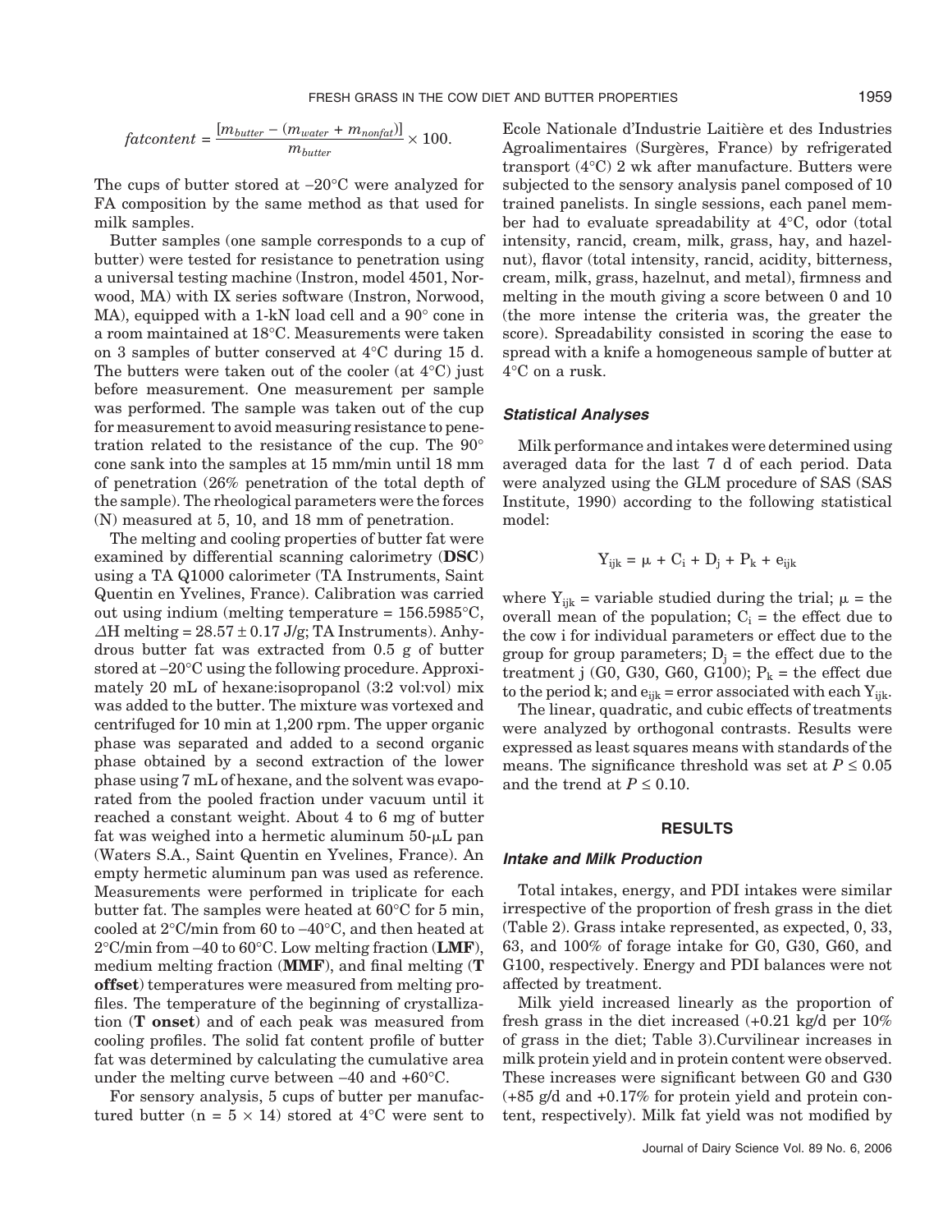$$fatcontent = \frac{[m_{butter} - (m_{water} + m_{nonfat})]}{m_{butter}} \times 100.$$

The cups of butter stored at –20°C were analyzed for FA composition by the same method as that used for milk samples.

Butter samples (one sample corresponds to a cup of butter) were tested for resistance to penetration using a universal testing machine (Instron, model 4501, Norwood, MA) with IX series software (Instron, Norwood, MA), equipped with a 1-kN load cell and a 90° cone in a room maintained at 18°C. Measurements were taken on 3 samples of butter conserved at 4°C during 15 d. The butters were taken out of the cooler (at 4°C) just before measurement. One measurement per sample was performed. The sample was taken out of the cup for measurement to avoid measuring resistance to penetration related to the resistance of the cup. The 90° cone sank into the samples at 15 mm/min until 18 mm of penetration (26% penetration of the total depth of the sample). The rheological parameters were the forces (N) measured at 5, 10, and 18 mm of penetration.

The melting and cooling properties of butter fat were examined by differential scanning calorimetry (**DSC**) using a TA Q1000 calorimeter (TA Instruments, Saint Quentin en Yvelines, France). Calibration was carried out using indium (melting temperature = 156.5985°C, $\Delta$H melting = 28.57 ± 0.17 J/g; TA Instruments). Anhydrous butter fat was extracted from 0.5 g of butter stored at –20°C using the following procedure. Approximately 20 mL of hexane:isopropanol (3:2 vol:vol) mix was added to the butter. The mixture was vortexed and centrifuged for 10 min at 1,200 rpm. The upper organic phase was separated and added to a second organic phase obtained by a second extraction of the lower phase using 7 mL of hexane, and the solvent was evaporated from the pooled fraction under vacuum until it reached a constant weight. About 4 to 6 mg of butter fat was weighed into a hermetic aluminum 50-μL pan (Waters S.A., Saint Quentin en Yvelines, France). An empty hermetic aluminum pan was used as reference. Measurements were performed in triplicate for each butter fat. The samples were heated at 60°C for 5 min, cooled at 2°C/min from 60 to –40°C, and then heated at 2°C/min from –40 to 60°C. Low melting fraction (**LMF**), medium melting fraction (**MMF**), and final melting (**T offset**) temperatures were measured from melting profiles. The temperature of the beginning of crystallization (**T onset**) and of each peak was measured from cooling profiles. The solid fat content profile of butter fat was determined by calculating the cumulative area under the melting curve between –40 and +60°C.

For sensory analysis, 5 cups of butter per manufactured butter (n = 5 × 14) stored at 4°C were sent to Ecole Nationale d'Industrie Laitière et des Industries Agroalimentaires (Surgères, France) by refrigerated transport (4°C) 2 wk after manufacture. Butters were subjected to the sensory analysis panel composed of 10 trained panelists. In single sessions, each panel member had to evaluate spreadability at 4°C, odor (total intensity, rancid, cream, milk, grass, hay, and hazelnut), flavor (total intensity, rancid, acidity, bitterness, cream, milk, grass, hazelnut, and metal), firmness and melting in the mouth giving a score between 0 and 10 (the more intense the criteria was, the greater the score). Spreadability consisted in scoring the ease to spread with a knife a homogeneous sample of butter at 4°C on a rusk.

### *Statistical Analyses*

Milk performance and intakes were determined using averaged data for the last 7 d of each period. Data were analyzed using the GLM procedure of SAS (SAS Institute, 1990) according to the following statistical model:

$$Y_{ijk} = \mu + C_i + D_j + P_k + e_{ijk}$$

where $Y_{ijk}$ = variable studied during the trial; $\mu$ = the overall mean of the population; $C_i$ = the effect due to the cow i for individual parameters or effect due to the group for group parameters; $D_j$ = the effect due to the treatment j (G0, G30, G60, G100); $P_k$ = the effect due to the period k; and $e_{ijk}$ = error associated with each $Y_{ijk}$.

The linear, quadratic, and cubic effects of treatments were analyzed by orthogonal contrasts. Results were expressed as least squares means with standards of the means. The significance threshold was set at $P \leq 0.05$ and the trend at $P \leq 0.10$.

## RESULTS

### *Intake and Milk Production*

Total intakes, energy, and PDI intakes were similar irrespective of the proportion of fresh grass in the diet (Table 2). Grass intake represented, as expected, 0, 33, 63, and 100% of forage intake for G0, G30, G60, and G100, respectively. Energy and PDI balances were not affected by treatment.

Milk yield increased linearly as the proportion of fresh grass in the diet increased (+0.21 kg/d per 10% of grass in the diet; Table 3).Curvilinear increases in milk protein yield and in protein content were observed. These increases were significant between G0 and G30 (+85 g/d and +0.17% for protein yield and protein content, respectively). Milk fat yield was not modified by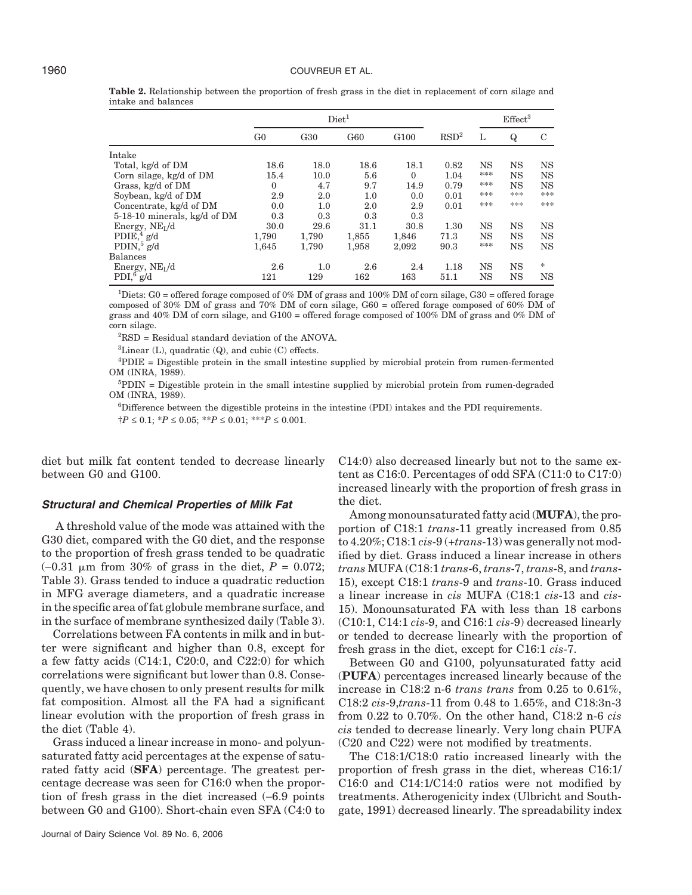**Table 2.** Relationship between the proportion of fresh grass in the diet in replacement of corn silage and intake and balances

| | Diet[1] | | | | RSD[2] | Effect[3] | | |
|---|---|---|---|---|---|---|---|---|
| | G0 | G30 | G60 | G100 | | L | Q | C |
| Intake | | | | | | | | |
| Total, kg/d of DM | 18.6 | 18.0 | 18.6 | 18.1 | 0.82 | NS | NS | NS |
| Corn silage, kg/d of DM | 15.4 | 10.0 | 5.6 | 0 | 1.04 | *** | NS | NS |
| Grass, kg/d of DM | 0 | 4.7 | 9.7 | 14.9 | 0.79 | *** | NS | NS |
| Soybean, kg/d of DM | 2.9 | 2.0 | 1.0 | 0.0 | 0.01 | *** | *** | *** |
| Concentrate, kg/d of DM | 0.0 | 1.0 | 2.0 | 2.9 | 0.01 | *** | *** | *** |
| 5-18-10 minerals, kg/d of DM | 0.3 | 0.3 | 0.3 | 0.3 | | | | |
| Energy, $NE_L$/d | 30.0 | 29.6 | 31.1 | 30.8 | 1.30 | NS | NS | NS |
| PDIE,[4] g/d | 1,790 | 1,790 | 1,855 | 1,846 | 71.3 | NS | NS | NS |
| PDIN,[5] g/d | 1,645 | 1,790 | 1,958 | 2,092 | 90.3 | *** | NS | NS |
| Balances | | | | | | | | |
| Energy, $NE_L$/d | 2.6 | 1.0 | 2.6 | 2.4 | 1.18 | NS | NS | * |
| PDI,[6] g/d | 121 | 129 | 162 | 163 | 51.1 | NS | NS | NS |

[1]Diets: G0 = offered forage composed of 0% DM of grass and 100% DM of corn silage, G30 = offered forage composed of 30% DM of grass and 70% DM of corn silage, G60 = offered forage composed of 60% DM of grass and 40% DM of corn silage, and G100 = offered forage composed of 100% DM of grass and 0% DM of corn silage.

[2]RSD = Residual standard deviation of the ANOVA.

[3]Linear (L), quadratic (Q), and cubic (C) effects.

[4]PDIE = Digestible protein in the small intestine supplied by microbial protein from rumen-fermented OM (INRA, 1989).

[5]PDIN = Digestible protein in the small intestine supplied by microbial protein from rumen-degraded OM (INRA, 1989).

[6]Difference between the digestible proteins in the intestine (PDI) intakes and the PDI requirements.

†$P \leq 0.1$; *$P \leq 0.05$; **$P \leq 0.01$; ***$P \leq 0.001$.

diet but milk fat content tended to decrease linearly between G0 and G100.

### Structural and Chemical Properties of Milk Fat

A threshold value of the mode was attained with the G30 diet, compared with the G0 diet, and the response to the proportion of fresh grass tended to be quadratic (−0.31 µm from 30% of grass in the diet, $P = 0.072$; Table 3). Grass tended to induce a quadratic reduction in MFG average diameters, and a quadratic increase in the specific area of fat globule membrane surface, and in the surface of membrane synthesized daily (Table 3).

Correlations between FA contents in milk and in butter were significant and higher than 0.8, except for a few fatty acids (C14:1, C20:0, and C22:0) for which correlations were significant but lower than 0.8. Consequently, we have chosen to only present results for milk fat composition. Almost all the FA had a significant linear evolution with the proportion of fresh grass in the diet (Table 4).

Grass induced a linear increase in mono- and polyunsaturated fatty acid percentages at the expense of saturated fatty acid (**SFA**) percentage. The greatest percentage decrease was seen for C16:0 when the proportion of fresh grass in the diet increased (−6.9 points between G0 and G100). Short-chain even SFA (C4:0 to C14:0) also decreased linearly but not to the same extent as C16:0. Percentages of odd SFA (C11:0 to C17:0) increased linearly with the proportion of fresh grass in the diet.

Among monounsaturated fatty acid (**MUFA**), the proportion of C18:1 *trans*-11 greatly increased from 0.85 to 4.20%; C18:1 *cis*-9 (+*trans*-13) was generally not modified by diet. Grass induced a linear increase in others *trans* MUFA (C18:1 *trans*-6, *trans*-7, *trans*-8, and *trans*-15), except C18:1 *trans*-9 and *trans*-10. Grass induced a linear increase in *cis* MUFA (C18:1 *cis*-13 and *cis*-15). Monounsaturated FA with less than 18 carbons (C10:1, C14:1 *cis*-9, and C16:1 *cis*-9) decreased linearly or tended to decrease linearly with the proportion of fresh grass in the diet, except for C16:1 *cis*-7.

Between G0 and G100, polyunsaturated fatty acid (**PUFA**) percentages increased linearly because of the increase in C18:2 n-6 *trans trans* from 0.25 to 0.61%, C18:2 *cis*-9,*trans*-11 from 0.48 to 1.65%, and C18:3n-3 from 0.22 to 0.70%. On the other hand, C18:2 n-6 *cis cis* tended to decrease linearly. Very long chain PUFA (C20 and C22) were not modified by treatments.

The C18:1/C18:0 ratio increased linearly with the proportion of fresh grass in the diet, whereas C16:1/C16:0 and C14:1/C14:0 ratios were not modified by treatments. Atherogenicity index (Ulbricht and Southgate, 1991) decreased linearly. The spreadability index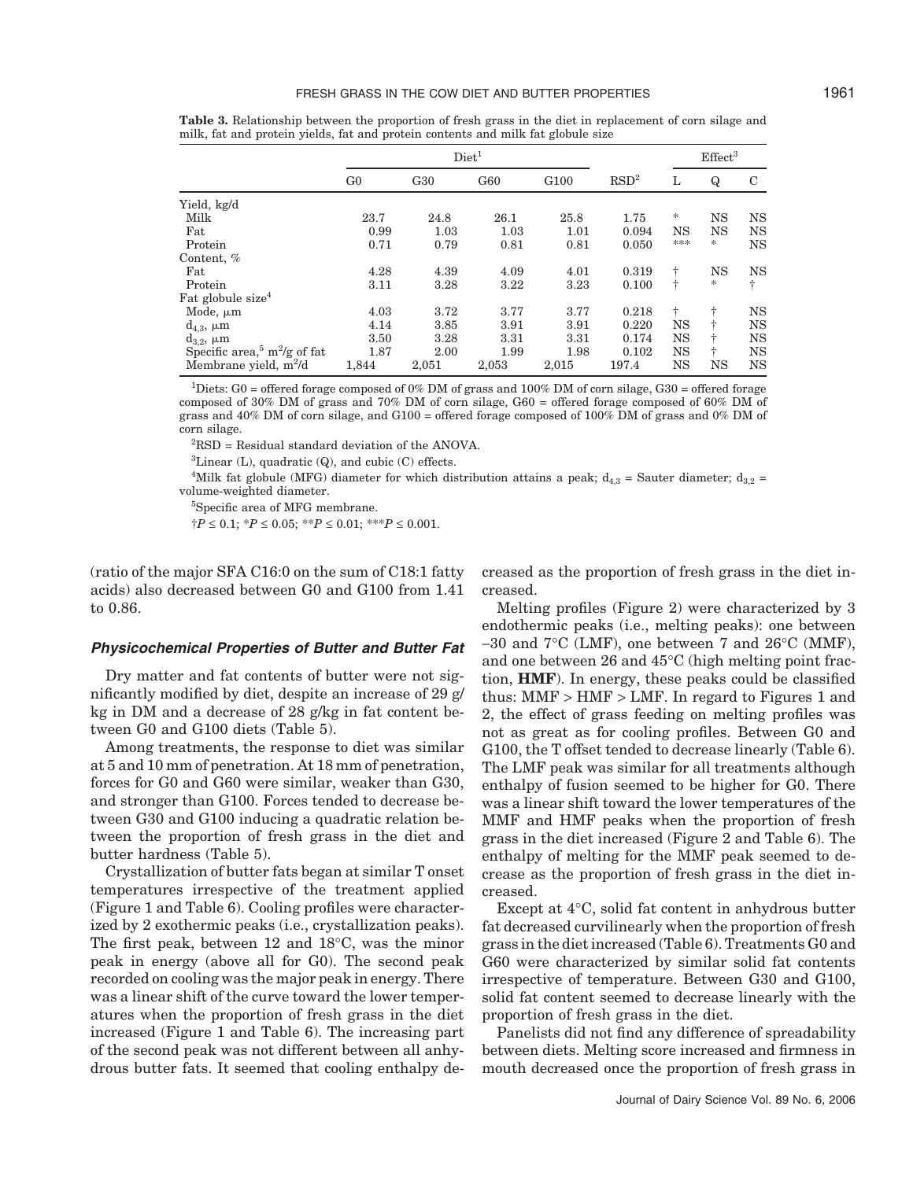**Table 3.** Relationship between the proportion of fresh grass in the diet in replacement of corn silage and milk, fat and protein yields, fat and protein contents and milk fat globule size

| | Diet[1] | | | | | Effect[3] | | |
|---|---|---|---|---|---|---|---|---|
| | G0 | G30 | G60 | G100 | RSD[2] | L | Q | C |
| Yield, kg/d | | | | | | | | |
| Milk | 23.7 | 24.8 | 26.1 | 25.8 | 1.75 | * | NS | NS |
| Fat | 0.99 | 1.03 | 1.03 | 1.01 | 0.094 | NS | NS | NS |
| Protein | 0.71 | 0.79 | 0.81 | 0.81 | 0.050 | *** | * | NS |
| Content, % | | | | | | | | |
| Fat | 4.28 | 4.39 | 4.09 | 4.01 | 0.319 | † | NS | NS |
| Protein | 3.11 | 3.28 | 3.22 | 3.23 | 0.100 | † | * | † |
| Fat globule size[4] | | | | | | | | |
| Mode, μm | 4.03 | 3.72 | 3.77 | 3.77 | 0.218 | † | † | NS |
| $d_{4,3}$, μm | 4.14 | 3.85 | 3.91 | 3.91 | 0.220 | NS | † | NS |
| $d_{3,2}$, μm | 3.50 | 3.28 | 3.31 | 3.31 | 0.174 | NS | † | NS |
| Specific area,[5] $m^2$/g of fat | 1.87 | 2.00 | 1.99 | 1.98 | 0.102 | NS | † | NS |
| Membrane yield, $m^2$/d | 1,844 | 2,051 | 2,053 | 2,015 | 197.4 | NS | NS | NS |

[1]Diets: G0 = offered forage composed of 0% DM of grass and 100% DM of corn silage, G30 = offered forage composed of 30% DM of grass and 70% DM of corn silage, G60 = offered forage composed of 60% DM of grass and 40% DM of corn silage, and G100 = offered forage composed of 100% DM of grass and 0% DM of corn silage.

[2]RSD = Residual standard deviation of the ANOVA.

[3]Linear (L), quadratic (Q), and cubic (C) effects.

[4]Milk fat globule (MFG) diameter for which distribution attains a peak; $d_{4,3}$ = Sauter diameter; $d_{3,2}$ = volume-weighted diameter.

[5]Specific area of MFG membrane.

†$P \leq 0.1$; *$P \leq 0.05$; **$P \leq 0.01$; ***$P \leq 0.001$.

(ratio of the major SFA C16:0 on the sum of C18:1 fatty acids) also decreased between G0 and G100 from 1.41 to 0.86.

### *Physicochemical Properties of Butter and Butter Fat*

Dry matter and fat contents of butter were not significantly modified by diet, despite an increase of 29 g/kg in DM and a decrease of 28 g/kg in fat content between G0 and G100 diets (Table 5).

Among treatments, the response to diet was similar at 5 and 10 mm of penetration. At 18 mm of penetration, forces for G0 and G60 were similar, weaker than G30, and stronger than G100. Forces tended to decrease between G30 and G100 inducing a quadratic relation between the proportion of fresh grass in the diet and butter hardness (Table 5).

Crystallization of butter fats began at similar T onset temperatures irrespective of the treatment applied (Figure 1 and Table 6). Cooling profiles were characterized by 2 exothermic peaks (i.e., crystallization peaks). The first peak, between 12 and 18°C, was the minor peak in energy (above all for G0). The second peak recorded on cooling was the major peak in energy. There was a linear shift of the curve toward the lower temperatures when the proportion of fresh grass in the diet increased (Figure 1 and Table 6). The increasing part of the second peak was not different between all anhydrous butter fats. It seemed that cooling enthalpy decreased as the proportion of fresh grass in the diet increased.

Melting profiles (Figure 2) were characterized by 3 endothermic peaks (i.e., melting peaks): one between –30 and 7°C (LMF), one between 7 and 26°C (MMF), and one between 26 and 45°C (high melting point fraction, **HMF**). In energy, these peaks could be classified thus: MMF > HMF > LMF. In regard to Figures 1 and 2, the effect of grass feeding on melting profiles was not as great as for cooling profiles. Between G0 and G100, the T offset tended to decrease linearly (Table 6). The LMF peak was similar for all treatments although enthalpy of fusion seemed to be higher for G0. There was a linear shift toward the lower temperatures of the MMF and HMF peaks when the proportion of fresh grass in the diet increased (Figure 2 and Table 6). The enthalpy of melting for the MMF peak seemed to decrease as the proportion of fresh grass in the diet increased.

Except at 4°C, solid fat content in anhydrous butter fat decreased curvilinearly when the proportion of fresh grass in the diet increased (Table 6). Treatments G0 and G60 were characterized by similar solid fat contents irrespective of temperature. Between G30 and G100, solid fat content seemed to decrease linearly with the proportion of fresh grass in the diet.

Panelists did not find any difference of spreadability between diets. Melting score increased and firmness in mouth decreased once the proportion of fresh grass in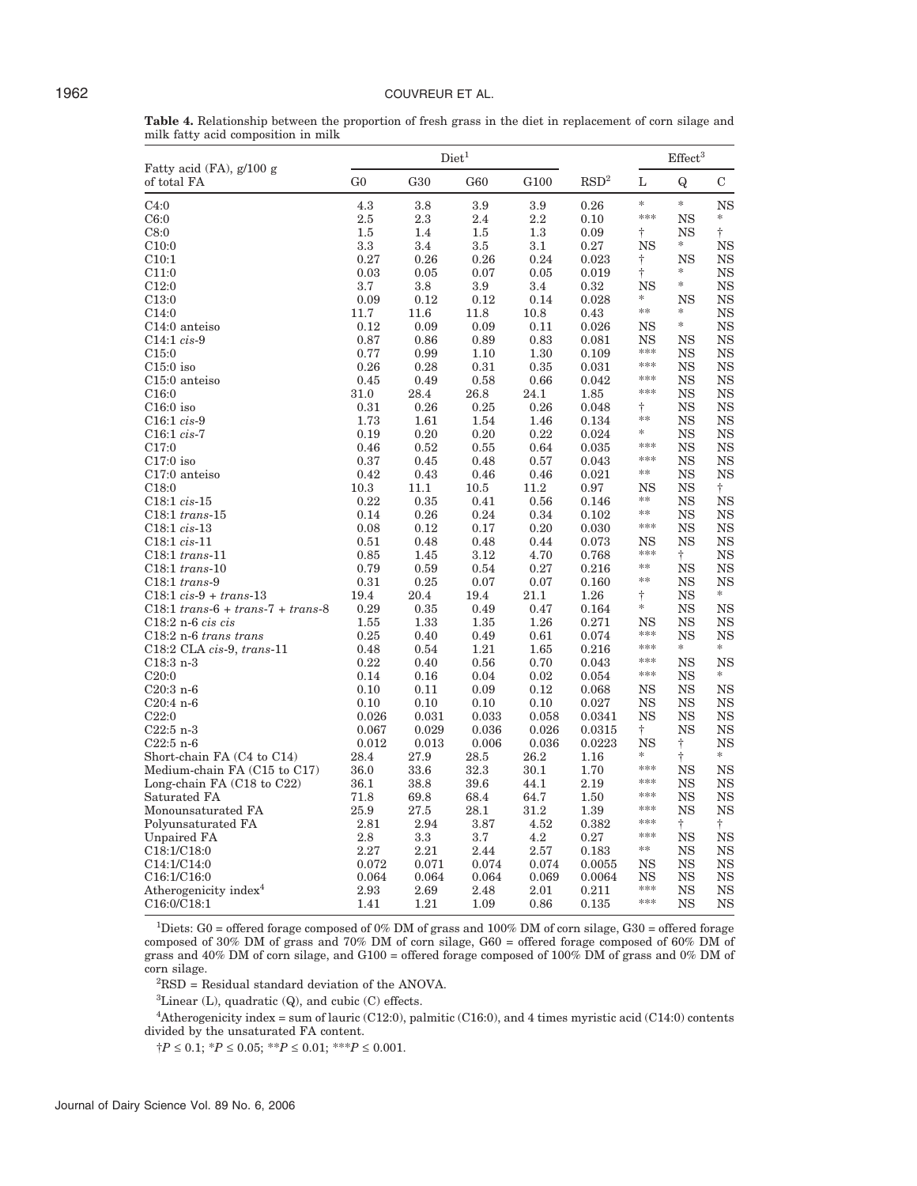**Table 4.** Relationship between the proportion of fresh grass in the diet in replacement of corn silage and milk fatty acid composition in milk

| Fatty acid (FA), g/100 g of total FA | Diet[1] | | | | | Effect[3] | | |
|---|---|---|---|---|---|---|---|---|
| | G0 | G30 | G60 | G100 | RSD[2] | L | Q | C |
| C4:0 | 4.3 | 3.8 | 3.9 | 3.9 | 0.26 | * | * | NS |
| C6:0 | 2.5 | 2.3 | 2.4 | 2.2 | 0.10 | *** | NS | * |
| C8:0 | 1.5 | 1.4 | 1.5 | 1.3 | 0.09 | † | NS | † |
| C10:0 | 3.3 | 3.4 | 3.5 | 3.1 | 0.27 | NS | * | NS |
| C10:1 | 0.27 | 0.26 | 0.26 | 0.24 | 0.023 | † | NS | NS |
| C11:0 | 0.03 | 0.05 | 0.07 | 0.05 | 0.019 | † | * | NS |
| C12:0 | 3.7 | 3.8 | 3.9 | 3.4 | 0.32 | NS | * | NS |
| C13:0 | 0.09 | 0.12 | 0.12 | 0.14 | 0.028 | * | NS | NS |
| C14:0 | 11.7 | 11.6 | 11.8 | 10.8 | 0.43 | ** | * | NS |
| C14:0 anteiso | 0.12 | 0.09 | 0.09 | 0.11 | 0.026 | NS | * | NS |
| C14:1 *cis*-9 | 0.87 | 0.86 | 0.89 | 0.83 | 0.081 | NS | NS | NS |
| C15:0 | 0.77 | 0.99 | 1.10 | 1.30 | 0.109 | *** | NS | NS |
| C15:0 iso | 0.26 | 0.28 | 0.31 | 0.35 | 0.031 | *** | NS | NS |
| C15:0 anteiso | 0.45 | 0.49 | 0.58 | 0.66 | 0.042 | *** | NS | NS |
| C16:0 | 31.0 | 28.4 | 26.8 | 24.1 | 1.85 | *** | NS | NS |
| C16:0 iso | 0.31 | 0.26 | 0.25 | 0.26 | 0.048 | † | NS | NS |
| C16:1 *cis*-9 | 1.73 | 1.61 | 1.54 | 1.46 | 0.134 | ** | NS | NS |
| C16:1 *cis*-7 | 0.19 | 0.20 | 0.20 | 0.22 | 0.024 | * | NS | NS |
| C17:0 | 0.46 | 0.52 | 0.55 | 0.64 | 0.035 | *** | NS | NS |
| C17:0 iso | 0.37 | 0.45 | 0.48 | 0.57 | 0.043 | *** | NS | NS |
| C17:0 anteiso | 0.42 | 0.43 | 0.46 | 0.46 | 0.021 | ** | NS | NS |
| C18:0 | 10.3 | 11.1 | 10.5 | 11.2 | 0.97 | NS | NS | † |
| C18:1 *cis*-15 | 0.22 | 0.35 | 0.41 | 0.56 | 0.146 | ** | NS | NS |
| C18:1 *trans*-15 | 0.14 | 0.26 | 0.24 | 0.34 | 0.102 | ** | NS | NS |
| C18:1 *cis*-13 | 0.08 | 0.12 | 0.17 | 0.20 | 0.030 | *** | NS | NS |
| C18:1 *cis*-11 | 0.51 | 0.48 | 0.48 | 0.44 | 0.073 | NS | NS | NS |
| C18:1 *trans*-11 | 0.85 | 1.45 | 3.12 | 4.70 | 0.768 | *** | † | NS |
| C18:1 *trans*-10 | 0.79 | 0.59 | 0.54 | 0.27 | 0.216 | ** | NS | NS |
| C18:1 *trans*-9 | 0.31 | 0.25 | 0.07 | 0.07 | 0.160 | ** | NS | NS |
| C18:1 *cis*-9 + *trans*-13 | 19.4 | 20.4 | 19.4 | 21.1 | 1.26 | † | NS | * |
| C18:1 *trans*-6 + *trans*-7 + *trans*-8 | 0.29 | 0.35 | 0.49 | 0.47 | 0.164 | * | NS | NS |
| C18:2 n-6 *cis cis* | 1.55 | 1.33 | 1.35 | 1.26 | 0.271 | NS | NS | NS |
| C18:2 n-6 *trans trans* | 0.25 | 0.40 | 0.49 | 0.61 | 0.074 | *** | NS | NS |
| C18:2 CLA *cis*-9, *trans*-11 | 0.48 | 0.54 | 1.21 | 1.65 | 0.216 | *** | * | * |
| C18:3 n-3 | 0.22 | 0.40 | 0.56 | 0.70 | 0.043 | *** | NS | NS |
| C20:0 | 0.14 | 0.16 | 0.04 | 0.02 | 0.054 | *** | NS | * |
| C20:3 n-6 | 0.10 | 0.11 | 0.09 | 0.12 | 0.068 | NS | NS | NS |
| C20:4 n-6 | 0.10 | 0.10 | 0.10 | 0.10 | 0.027 | NS | NS | NS |
| C22:0 | 0.026 | 0.031 | 0.033 | 0.058 | 0.0341 | NS | NS | NS |
| C22:5 n-3 | 0.067 | 0.029 | 0.036 | 0.026 | 0.0315 | † | NS | NS |
| C22:5 n-6 | 0.012 | 0.013 | 0.006 | 0.036 | 0.0223 | NS | † | NS |
| Short-chain FA (C4 to C14) | 28.4 | 27.9 | 28.5 | 26.2 | 1.16 | * | † | * |
| Medium-chain FA (C15 to C17) | 36.0 | 33.6 | 32.3 | 30.1 | 1.70 | *** | NS | NS |
| Long-chain FA (C18 to C22) | 36.1 | 38.8 | 39.6 | 44.1 | 2.19 | *** | NS | NS |
| Saturated FA | 71.8 | 69.8 | 68.4 | 64.7 | 1.50 | *** | NS | NS |
| Monounsaturated FA | 25.9 | 27.5 | 28.1 | 31.2 | 1.39 | *** | NS | NS |
| Polyunsaturated FA | 2.81 | 2.94 | 3.87 | 4.52 | 0.382 | *** | † | † |
| Unpaired FA | 2.8 | 3.3 | 3.7 | 4.2 | 0.27 | *** | NS | NS |
| C18:1/C18:0 | 2.27 | 2.21 | 2.44 | 2.57 | 0.183 | ** | NS | NS |
| C14:1/C14:0 | 0.072 | 0.071 | 0.074 | 0.074 | 0.0055 | NS | NS | NS |
| C16:1/C16:0 | 0.064 | 0.064 | 0.064 | 0.069 | 0.0064 | NS | NS | NS |
| Atherogenicity index[4] | 2.93 | 2.69 | 2.48 | 2.01 | 0.211 | *** | NS | NS |
| C16:0/C18:1 | 1.41 | 1.21 | 1.09 | 0.86 | 0.135 | *** | NS | NS |

[1]Diets: G0 = offered forage composed of 0% DM of grass and 100% DM of corn silage, G30 = offered forage composed of 30% DM of grass and 70% DM of corn silage, G60 = offered forage composed of 60% DM of grass and 40% DM of corn silage, and G100 = offered forage composed of 100% DM of grass and 0% DM of corn silage.

[2]RSD = Residual standard deviation of the ANOVA.

[3]Linear (L), quadratic (Q), and cubic (C) effects.

[4]Atherogenicity index = sum of lauric (C12:0), palmitic (C16:0), and 4 times myristic acid (C14:0) contents divided by the unsaturated FA content.

†$P \leq 0.1$; *$P \leq 0.05$; **$P \leq 0.01$; ***$P \leq 0.001$.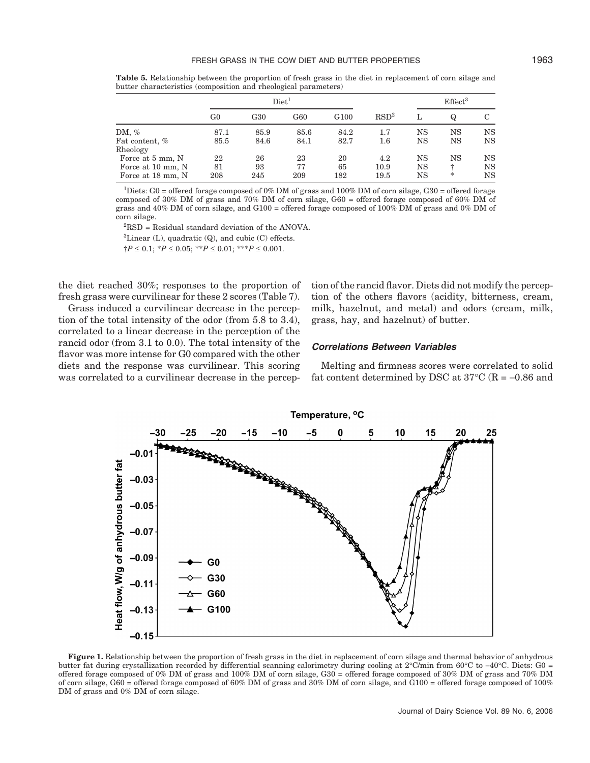**Table 5.** Relationship between the proportion of fresh grass in the diet in replacement of corn silage and butter characteristics (composition and rheological parameters)

| | Diet[1] | | | | | Effect[3] | | |
|---|---|---|---|---|---|---|---|---|
| | G0 | G30 | G60 | G100 | RSD[2] | L | Q | C |
| DM, % | 87.1 | 85.9 | 85.6 | 84.2 | 1.7 | NS | NS | NS |
| Fat content, % | 85.5 | 84.6 | 84.1 | 82.7 | 1.6 | NS | NS | NS |
| Rheology | | | | | | | | |
| Force at 5 mm, N | 22 | 26 | 23 | 20 | 4.2 | NS | NS | NS |
| Force at 10 mm, N | 81 | 93 | 77 | 65 | 10.9 | NS | † | NS |
| Force at 18 mm, N | 208 | 245 | 209 | 182 | 19.5 | NS | * | NS |

[1]Diets: G0 = offered forage composed of 0% DM of grass and 100% DM of corn silage, G30 = offered forage composed of 30% DM of grass and 70% DM of corn silage, G60 = offered forage composed of 60% DM of grass and 40% DM of corn silage, and G100 = offered forage composed of 100% DM of grass and 0% DM of corn silage.

[2]RSD = Residual standard deviation of the ANOVA.

[3]Linear (L), quadratic (Q), and cubic (C) effects.

†$P \leq 0.1$; *$P \leq 0.05$; **$P \leq 0.01$; ***$P \leq 0.001$.

the diet reached 30%; responses to the proportion of fresh grass were curvilinear for these 2 scores (Table 7).

Grass induced a curvilinear decrease in the perception of the total intensity of the odor (from 5.8 to 3.4), correlated to a linear decrease in the perception of the rancid odor (from 3.1 to 0.0). The total intensity of the flavor was more intense for G0 compared with the other diets and the response was curvilinear. This scoring was correlated to a curvilinear decrease in the perception of the rancid flavor. Diets did not modify the perception of the others flavors (acidity, bitterness, cream, milk, hazelnut, and metal) and odors (cream, milk, grass, hay, and hazelnut) of butter.

### *Correlations Between Variables*

Melting and firmness scores were correlated to solid fat content determined by DSC at 37°C (R = –0.86 and

**Figure 1.** Relationship between the proportion of fresh grass in the diet in replacement of corn silage and thermal behavior of anhydrous butter fat during crystallization recorded by differential scanning calorimetry during cooling at 2°C/min from 60°C to –40°C. Diets: G0 = offered forage composed of 0% DM of grass and 100% DM of corn silage, G30 = offered forage composed of 30% DM of grass and 70% DM of corn silage, G60 = offered forage composed of 60% DM of grass and 30% DM of corn silage, and G100 = offered forage composed of 100% DM of grass and 0% DM of corn silage.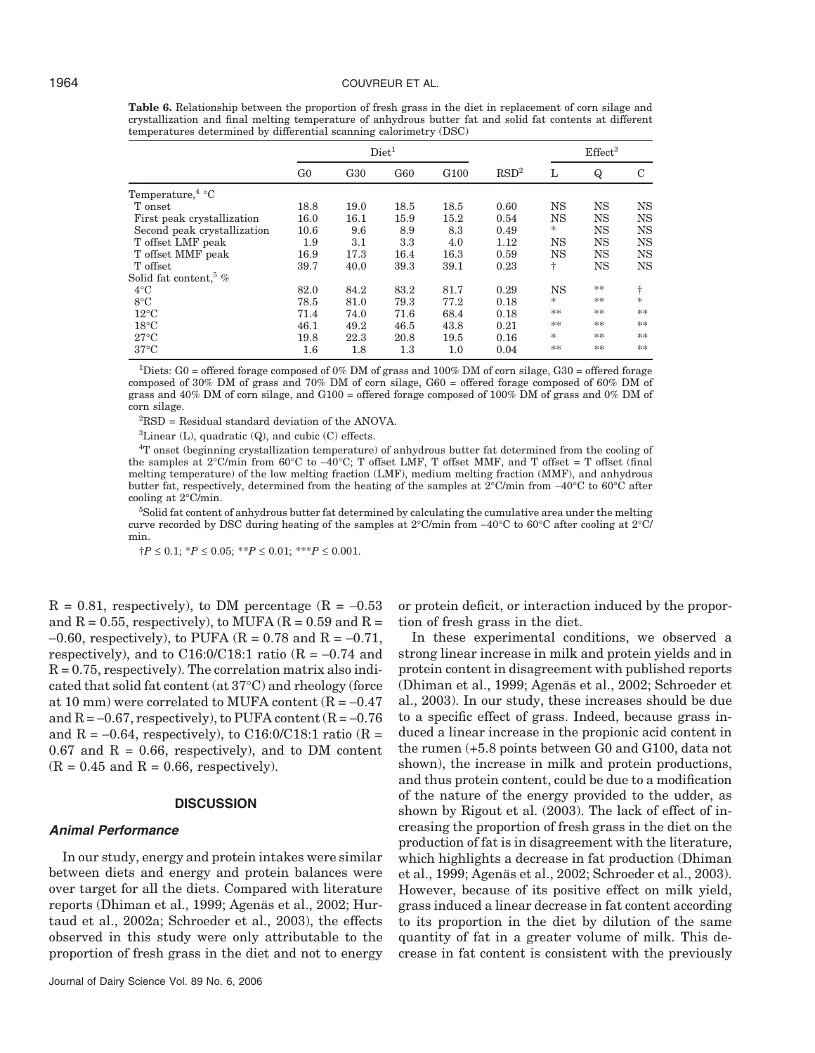**Table 6.** Relationship between the proportion of fresh grass in the diet in replacement of corn silage and crystallization and final melting temperature of anhydrous butter fat and solid fat contents at different temperatures determined by differential scanning calorimetry (DSC)

| | Diet[1] | | | | RSD[2] | Effect[3] | | |
|---|---|---|---|---|---|---|---|---|
| | G0 | G30 | G60 | G100 | | L | Q | C |
| Temperature,[4] °C | | | | | | | | |
| T onset | 18.8 | 19.0 | 18.5 | 18.5 | 0.60 | NS | NS | NS |
| First peak crystallization | 16.0 | 16.1 | 15.9 | 15.2 | 0.54 | NS | NS | NS |
| Second peak crystallization | 10.6 | 9.6 | 8.9 | 8.3 | 0.49 | * | NS | NS |
| T offset LMF peak | 1.9 | 3.1 | 3.3 | 4.0 | 1.12 | NS | NS | NS |
| T offset MMF peak | 16.9 | 17.3 | 16.4 | 16.3 | 0.59 | NS | NS | NS |
| T offset | 39.7 | 40.0 | 39.3 | 39.1 | 0.23 | † | NS | NS |
| Solid fat content,[5] % | | | | | | | | |
| 4°C | 82.0 | 84.2 | 83.2 | 81.7 | 0.29 | NS | ** | † |
| 8°C | 78.5 | 81.0 | 79.3 | 77.2 | 0.18 | * | ** | * |
| 12°C | 71.4 | 74.0 | 71.6 | 68.4 | 0.18 | ** | ** | ** |
| 18°C | 46.1 | 49.2 | 46.5 | 43.8 | 0.21 | ** | ** | ** |
| 27°C | 19.8 | 22.3 | 20.8 | 19.5 | 0.16 | * | ** | ** |
| 37°C | 1.6 | 1.8 | 1.3 | 1.0 | 0.04 | ** | ** | ** |

[1]Diets: G0 = offered forage composed of 0% DM of grass and 100% DM of corn silage, G30 = offered forage composed of 30% DM of grass and 70% DM of corn silage, G60 = offered forage composed of 60% DM of grass and 40% DM of corn silage, and G100 = offered forage composed of 100% DM of grass and 0% DM of corn silage.

[2]RSD = Residual standard deviation of the ANOVA.

[3]Linear (L), quadratic (Q), and cubic (C) effects.

[4]T onset (beginning crystallization temperature) of anhydrous butter fat determined from the cooling of the samples at 2°C/min from 60°C to –40°C; T offset LMF, T offset MMF, and T offset = T offset (final melting temperature) of the low melting fraction (LMF), medium melting fraction (MMF), and anhydrous butter fat, respectively, determined from the heating of the samples at 2°C/min from –40°C to 60°C after cooling at 2°C/min.

[5]Solid fat content of anhydrous butter fat determined by calculating the cumulative area under the melting curve recorded by DSC during heating of the samples at 2°C/min from –40°C to 60°C after cooling at 2°C/min.

†$P \leq 0.1$; *$P \leq 0.05$; **$P \leq 0.01$; ***$P \leq 0.001$.

$R = 0.81$, respectively), to DM percentage ($R = -0.53$ and $R = 0.55$, respectively), to MUFA ($R = 0.59$ and $R = -0.60$, respectively), to PUFA ($R = 0.78$ and $R = -0.71$, respectively), and to C16:0/C18:1 ratio ($R = -0.74$ and $R = 0.75$, respectively). The correlation matrix also indicated that solid fat content (at 37°C) and rheology (force at 10 mm) were correlated to MUFA content ($R = -0.47$ and $R = -0.67$, respectively), to PUFA content ($R = -0.76$ and $R = -0.64$, respectively), to C16:0/C18:1 ratio ($R = 0.67$ and $R = 0.66$, respectively), and to DM content ($R = 0.45$ and $R = 0.66$, respectively).

## DISCUSSION

### Animal Performance

In our study, energy and protein intakes were similar between diets and energy and protein balances were over target for all the diets. Compared with literature reports (Dhiman et al., 1999; Agenäs et al., 2002; Hurtaud et al., 2002a; Schroeder et al., 2003), the effects observed in this study were only attributable to the proportion of fresh grass in the diet and not to energy or protein deficit, or interaction induced by the proportion of fresh grass in the diet.

In these experimental conditions, we observed a strong linear increase in milk and protein yields and in protein content in disagreement with published reports (Dhiman et al., 1999; Agenäs et al., 2002; Schroeder et al., 2003). In our study, these increases should be due to a specific effect of grass. Indeed, because grass induced a linear increase in the propionic acid content in the rumen (+5.8 points between G0 and G100, data not shown), the increase in milk and protein productions, and thus protein content, could be due to a modification of the nature of the energy provided to the udder, as shown by Rigout et al. (2003). The lack of effect of increasing the proportion of fresh grass in the diet on the production of fat is in disagreement with the literature, which highlights a decrease in fat production (Dhiman et al., 1999; Agenäs et al., 2002; Schroeder et al., 2003). However, because of its positive effect on milk yield, grass induced a linear decrease in fat content according to its proportion in the diet by dilution of the same quantity of fat in a greater volume of milk. This decrease in fat content is consistent with the previously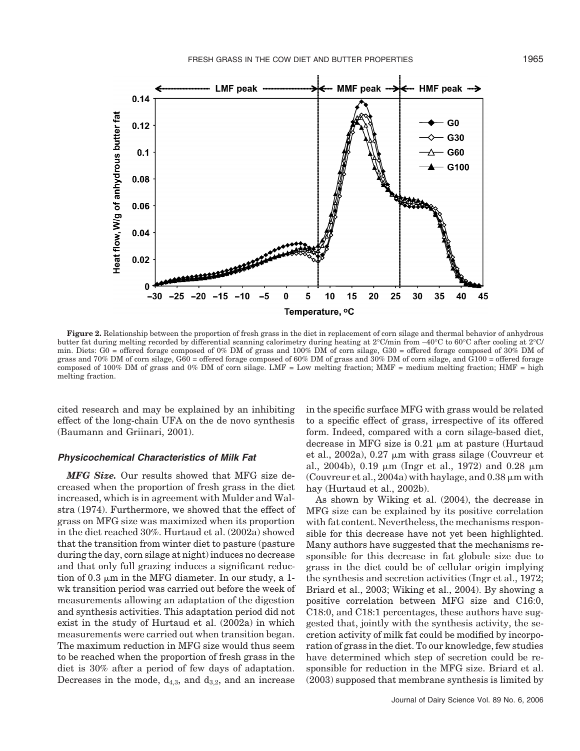**Figure 2.** Relationship between the proportion of fresh grass in the diet in replacement of corn silage and thermal behavior of anhydrous butter fat during melting recorded by differential scanning calorimetry during heating at 2°C/min from –40°C to 60°C after cooling at 2°C/min. Diets: G0 = offered forage composed of 0% DM of grass and 100% DM of corn silage, G30 = offered forage composed of 30% DM of grass and 70% DM of corn silage, G60 = offered forage composed of 60% DM of grass and 30% DM of corn silage, and G100 = offered forage composed of 100% DM of grass and 0% DM of corn silage. LMF = Low melting fraction; MMF = medium melting fraction; HMF = high melting fraction.

cited research and may be explained by an inhibiting effect of the long-chain UFA on the de novo synthesis (Baumann and Griinari, 2001).

### *Physicochemical Characteristics of Milk Fat*

***MFG Size.*** Our results showed that MFG size decreased when the proportion of fresh grass in the diet increased, which is in agreement with Mulder and Walstra (1974). Furthermore, we showed that the effect of grass on MFG size was maximized when its proportion in the diet reached 30%. Hurtaud et al. (2002a) showed that the transition from winter diet to pasture (pasture during the day, corn silage at night) induces no decrease and that only full grazing induces a significant reduction of 0.3 μm in the MFG diameter. In our study, a 1-wk transition period was carried out before the week of measurements allowing an adaptation of the digestion and synthesis activities. This adaptation period did not exist in the study of Hurtaud et al. (2002a) in which measurements were carried out when transition began. The maximum reduction in MFG size would thus seem to be reached when the proportion of fresh grass in the diet is 30% after a period of few days of adaptation. Decreases in the mode, $d_{4,3}$, and $d_{3,2}$, and an increase in the specific surface MFG with grass would be related to a specific effect of grass, irrespective of its offered form. Indeed, compared with a corn silage-based diet, decrease in MFG size is 0.21 μm at pasture (Hurtaud et al., 2002a), 0.27 μm with grass silage (Couvreur et al., 2004b), 0.19 μm (Ingr et al., 1972) and 0.28 μm (Couvreur et al., 2004a) with haylage, and 0.38 μm with hay (Hurtaud et al., 2002b).

As shown by Wiking et al. (2004), the decrease in MFG size can be explained by its positive correlation with fat content. Nevertheless, the mechanisms responsible for this decrease have not yet been highlighted. Many authors have suggested that the mechanisms responsible for this decrease in fat globule size due to grass in the diet could be of cellular origin implying the synthesis and secretion activities (Ingr et al., 1972; Briard et al., 2003; Wiking et al., 2004). By showing a positive correlation between MFG size and C16:0, C18:0, and C18:1 percentages, these authors have suggested that, jointly with the synthesis activity, the secretion activity of milk fat could be modified by incorporation of grass in the diet. To our knowledge, few studies have determined which step of secretion could be responsible for reduction in the MFG size. Briard et al. (2003) supposed that membrane synthesis is limited by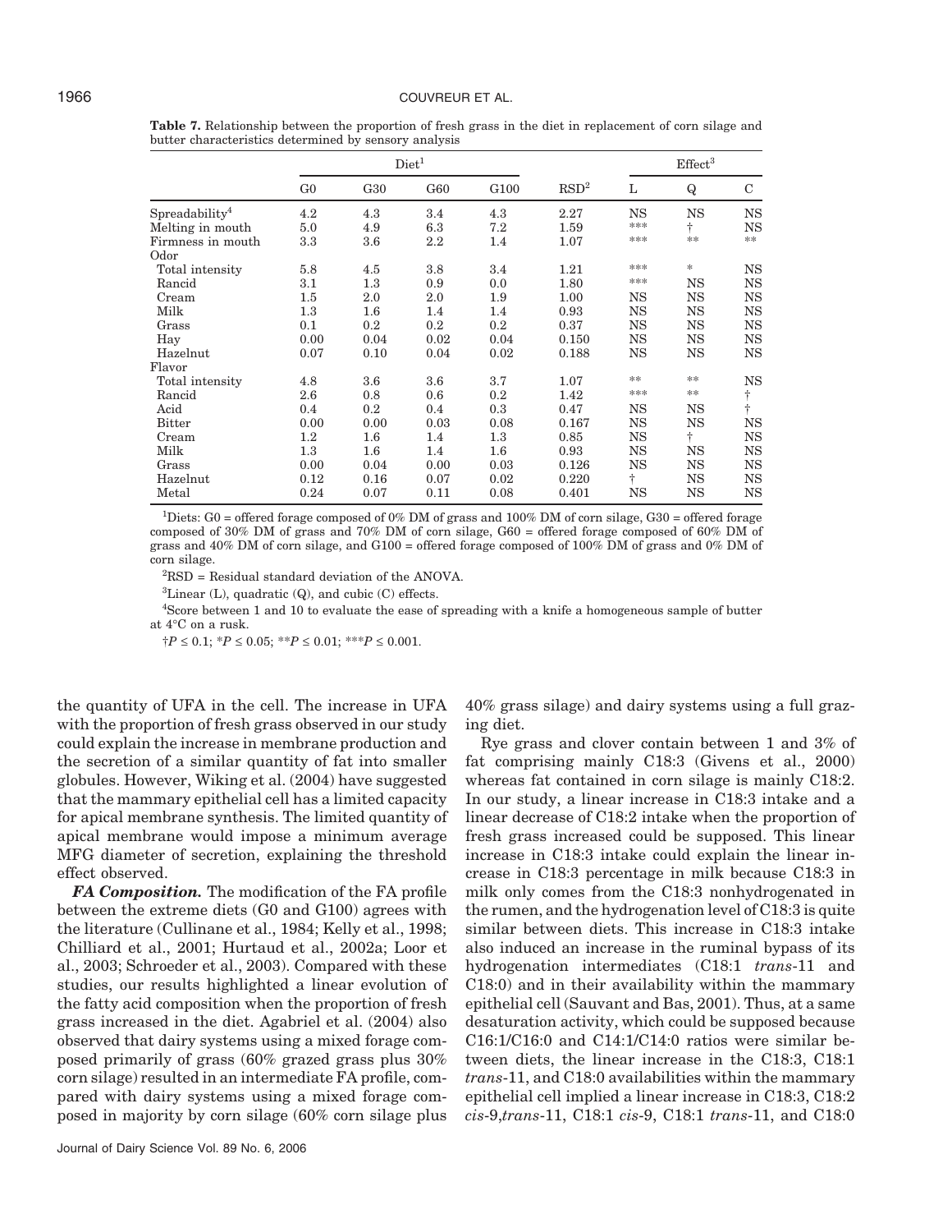**Table 7.** Relationship between the proportion of fresh grass in the diet in replacement of corn silage and butter characteristics determined by sensory analysis

| | Diet[1] | | | | | Effect[3] | | |
|---|---|---|---|---|---|---|---|---|
| | G0 | G30 | G60 | G100 | RSD[2] | L | Q | C |
| Spreadability[4] | 4.2 | 4.3 | 3.4 | 4.3 | 2.27 | NS | NS | NS |
| Melting in mouth | 5.0 | 4.9 | 6.3 | 7.2 | 1.59 | *** | † | NS |
| Firmness in mouth | 3.3 | 3.6 | 2.2 | 1.4 | 1.07 | *** | ** | ** |
| Odor | | | | | | | | |
| Total intensity | 5.8 | 4.5 | 3.8 | 3.4 | 1.21 | *** | * | NS |
| Rancid | 3.1 | 1.3 | 0.9 | 0.0 | 1.80 | *** | NS | NS |
| Cream | 1.5 | 2.0 | 2.0 | 1.9 | 1.00 | NS | NS | NS |
| Milk | 1.3 | 1.6 | 1.4 | 1.4 | 0.93 | NS | NS | NS |
| Grass | 0.1 | 0.2 | 0.2 | 0.2 | 0.37 | NS | NS | NS |
| Hay | 0.00 | 0.04 | 0.02 | 0.04 | 0.150 | NS | NS | NS |
| Hazelnut | 0.07 | 0.10 | 0.04 | 0.02 | 0.188 | NS | NS | NS |
| Flavor | | | | | | | | |
| Total intensity | 4.8 | 3.6 | 3.6 | 3.7 | 1.07 | ** | ** | NS |
| Rancid | 2.6 | 0.8 | 0.6 | 0.2 | 1.42 | *** | ** | † |
| Acid | 0.4 | 0.2 | 0.4 | 0.3 | 0.47 | NS | NS | † |
| Bitter | 0.00 | 0.00 | 0.03 | 0.08 | 0.167 | NS | NS | NS |
| Cream | 1.2 | 1.6 | 1.4 | 1.3 | 0.85 | NS | † | NS |
| Milk | 1.3 | 1.6 | 1.4 | 1.6 | 0.93 | NS | NS | NS |
| Grass | 0.00 | 0.04 | 0.00 | 0.03 | 0.126 | NS | NS | NS |
| Hazelnut | 0.12 | 0.16 | 0.07 | 0.02 | 0.220 | † | NS | NS |
| Metal | 0.24 | 0.07 | 0.11 | 0.08 | 0.401 | NS | NS | NS |

[1]Diets: G0 = offered forage composed of 0% DM of grass and 100% DM of corn silage, G30 = offered forage composed of 30% DM of grass and 70% DM of corn silage, G60 = offered forage composed of 60% DM of grass and 40% DM of corn silage, and G100 = offered forage composed of 100% DM of grass and 0% DM of corn silage.

[2]RSD = Residual standard deviation of the ANOVA.

[3]Linear (L), quadratic (Q), and cubic (C) effects.

[4]Score between 1 and 10 to evaluate the ease of spreading with a knife a homogeneous sample of butter at 4°C on a rusk.

†$P \leq 0.1$; *$P \leq 0.05$; **$P \leq 0.01$; ***$P \leq 0.001$.

the quantity of UFA in the cell. The increase in UFA with the proportion of fresh grass observed in our study could explain the increase in membrane production and the secretion of a similar quantity of fat into smaller globules. However, Wiking et al. (2004) have suggested that the mammary epithelial cell has a limited capacity for apical membrane synthesis. The limited quantity of apical membrane would impose a minimum average MFG diameter of secretion, explaining the threshold effect observed.

***FA Composition.*** The modification of the FA profile between the extreme diets (G0 and G100) agrees with the literature (Cullinane et al., 1984; Kelly et al., 1998; Chilliard et al., 2001; Hurtaud et al., 2002a; Loor et al., 2003; Schroeder et al., 2003). Compared with these studies, our results highlighted a linear evolution of the fatty acid composition when the proportion of fresh grass increased in the diet. Agabriel et al. (2004) also observed that dairy systems using a mixed forage composed primarily of grass (60% grazed grass plus 30% corn silage) resulted in an intermediate FA profile, compared with dairy systems using a mixed forage composed in majority by corn silage (60% corn silage plus 40% grass silage) and dairy systems using a full grazing diet.

Rye grass and clover contain between 1 and 3% of fat comprising mainly C18:3 (Givens et al., 2000) whereas fat contained in corn silage is mainly C18:2. In our study, a linear increase in C18:3 intake and a linear decrease of C18:2 intake when the proportion of fresh grass increased could be supposed. This linear increase in C18:3 intake could explain the linear increase in C18:3 percentage in milk because C18:3 in milk only comes from the C18:3 nonhydrogenated in the rumen, and the hydrogenation level of C18:3 is quite similar between diets. This increase in C18:3 intake also induced an increase in the ruminal bypass of its hydrogenation intermediates (C18:1 *trans*-11 and C18:0) and in their availability within the mammary epithelial cell (Sauvant and Bas, 2001). Thus, at a same desaturation activity, which could be supposed because C16:1/C16:0 and C14:1/C14:0 ratios were similar between diets, the linear increase in the C18:3, C18:1 *trans*-11, and C18:0 availabilities within the mammary epithelial cell implied a linear increase in C18:3, C18:2 *cis*-9,*trans*-11, C18:1 *cis*-9, C18:1 *trans*-11, and C18:0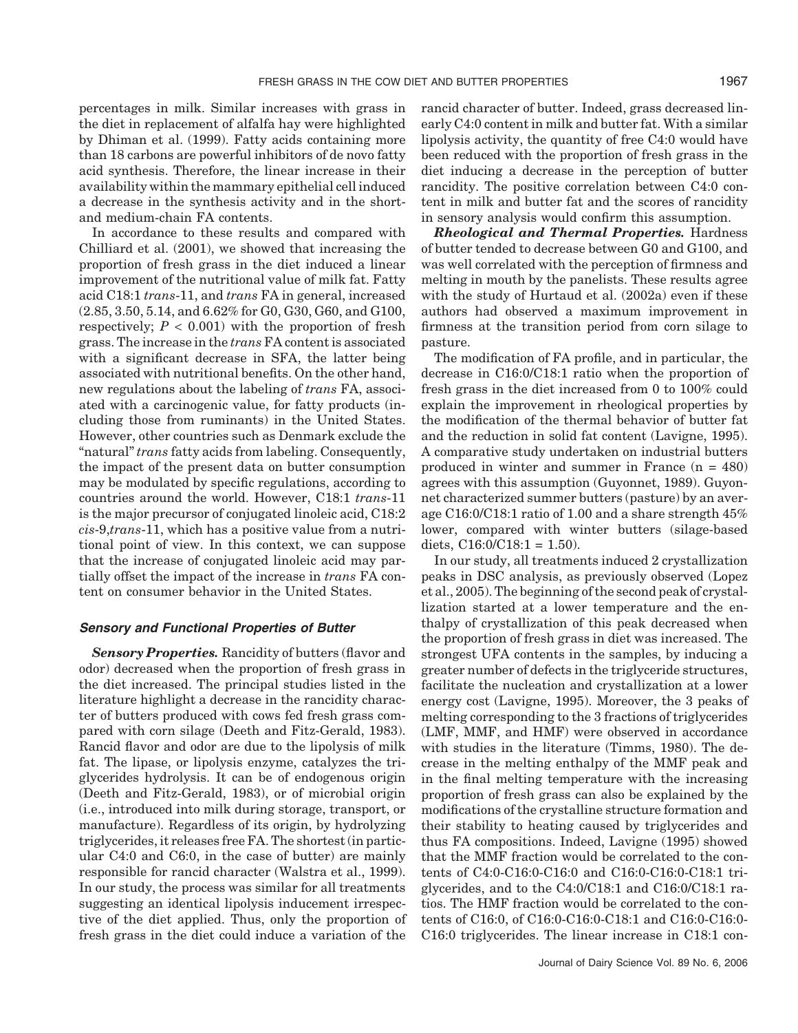percentages in milk. Similar increases with grass in the diet in replacement of alfalfa hay were highlighted by Dhiman et al. (1999). Fatty acids containing more than 18 carbons are powerful inhibitors of de novo fatty acid synthesis. Therefore, the linear increase in their availability within the mammary epithelial cell induced a decrease in the synthesis activity and in the short- and medium-chain FA contents.

In accordance to these results and compared with Chilliard et al. (2001), we showed that increasing the proportion of fresh grass in the diet induced a linear improvement of the nutritional value of milk fat. Fatty acid C18:1 *trans*-11, and *trans* FA in general, increased (2.85, 3.50, 5.14, and 6.62% for G0, G30, G60, and G100, respectively; $P < 0.001$) with the proportion of fresh grass. The increase in the *trans* FA content is associated with a significant decrease in SFA, the latter being associated with nutritional benefits. On the other hand, new regulations about the labeling of *trans* FA, associated with a carcinogenic value, for fatty products (including those from ruminants) in the United States. However, other countries such as Denmark exclude the "natural" *trans* fatty acids from labeling. Consequently, the impact of the present data on butter consumption may be modulated by specific regulations, according to countries around the world. However, C18:1 *trans*-11 is the major precursor of conjugated linoleic acid, C18:2 *cis*-9,*trans*-11, which has a positive value from a nutritional point of view. In this context, we can suppose that the increase of conjugated linoleic acid may partially offset the impact of the increase in *trans* FA content on consumer behavior in the United States.

### Sensory and Functional Properties of Butter

***Sensory Properties.*** Rancidity of butters (flavor and odor) decreased when the proportion of fresh grass in the diet increased. The principal studies listed in the literature highlight a decrease in the rancidity character of butters produced with cows fed fresh grass compared with corn silage (Deeth and Fitz-Gerald, 1983). Rancid flavor and odor are due to the lipolysis of milk fat. The lipase, or lipolysis enzyme, catalyzes the triglycerides hydrolysis. It can be of endogenous origin (Deeth and Fitz-Gerald, 1983), or of microbial origin (i.e., introduced into milk during storage, transport, or manufacture). Regardless of its origin, by hydrolyzing triglycerides, it releases free FA. The shortest (in particular C4:0 and C6:0, in the case of butter) are mainly responsible for rancid character (Walstra et al., 1999). In our study, the process was similar for all treatments suggesting an identical lipolysis inducement irrespective of the diet applied. Thus, only the proportion of fresh grass in the diet could induce a variation of the rancid character of butter. Indeed, grass decreased linearly C4:0 content in milk and butter fat. With a similar lipolysis activity, the quantity of free C4:0 would have been reduced with the proportion of fresh grass in the diet inducing a decrease in the perception of butter rancidity. The positive correlation between C4:0 content in milk and butter fat and the scores of rancidity in sensory analysis would confirm this assumption.

***Rheological and Thermal Properties.*** Hardness of butter tended to decrease between G0 and G100, and was well correlated with the perception of firmness and melting in mouth by the panelists. These results agree with the study of Hurtaud et al. (2002a) even if these authors had observed a maximum improvement in firmness at the transition period from corn silage to pasture.

The modification of FA profile, and in particular, the decrease in C16:0/C18:1 ratio when the proportion of fresh grass in the diet increased from 0 to 100% could explain the improvement in rheological properties by the modification of the thermal behavior of butter fat and the reduction in solid fat content (Lavigne, 1995). A comparative study undertaken on industrial butters produced in winter and summer in France (n = 480) agrees with this assumption (Guyonnet, 1989). Guyonnet characterized summer butters (pasture) by an average C16:0/C18:1 ratio of 1.00 and a share strength 45% lower, compared with winter butters (silage-based diets, C16:0/C18:1 = 1.50).

In our study, all treatments induced 2 crystallization peaks in DSC analysis, as previously observed (Lopez et al., 2005). The beginning of the second peak of crystallization started at a lower temperature and the enthalpy of crystallization of this peak decreased when the proportion of fresh grass in diet was increased. The strongest UFA contents in the samples, by inducing a greater number of defects in the triglyceride structures, facilitate the nucleation and crystallization at a lower energy cost (Lavigne, 1995). Moreover, the 3 peaks of melting corresponding to the 3 fractions of triglycerides (LMF, MMF, and HMF) were observed in accordance with studies in the literature (Timms, 1980). The decrease in the melting enthalpy of the MMF peak and in the final melting temperature with the increasing proportion of fresh grass can also be explained by the modifications of the crystalline structure formation and their stability to heating caused by triglycerides and thus FA compositions. Indeed, Lavigne (1995) showed that the MMF fraction would be correlated to the contents of C4:0-C16:0-C16:0 and C16:0-C16:0-C18:1 triglycerides, and to the C4:0/C18:1 and C16:0/C18:1 ratios. The HMF fraction would be correlated to the contents of C16:0, of C16:0-C16:0-C18:1 and C16:0-C16:0-C16:0 triglycerides. The linear increase in C18:1 con-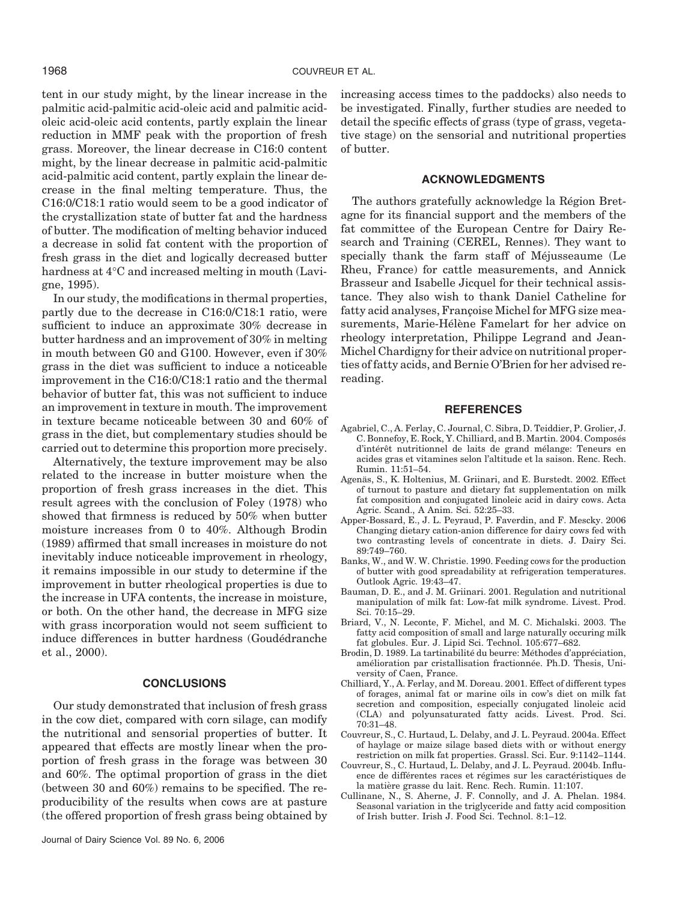tent in our study might, by the linear increase in the palmitic acid-palmitic acid-oleic acid and palmitic acid-oleic acid-oleic acid contents, partly explain the linear reduction in MMF peak with the proportion of fresh grass. Moreover, the linear decrease in C16:0 content might, by the linear decrease in palmitic acid-palmitic acid-palmitic acid content, partly explain the linear decrease in the final melting temperature. Thus, the C16:0/C18:1 ratio would seem to be a good indicator of the crystallization state of butter fat and the hardness of butter. The modification of melting behavior induced a decrease in solid fat content with the proportion of fresh grass in the diet and logically decreased butter hardness at 4°C and increased melting in mouth (Lavigne, 1995).

In our study, the modifications in thermal properties, partly due to the decrease in C16:0/C18:1 ratio, were sufficient to induce an approximate 30% decrease in butter hardness and an improvement of 30% in melting in mouth between G0 and G100. However, even if 30% grass in the diet was sufficient to induce a noticeable improvement in the C16:0/C18:1 ratio and the thermal behavior of butter fat, this was not sufficient to induce an improvement in texture in mouth. The improvement in texture became noticeable between 30 and 60% of grass in the diet, but complementary studies should be carried out to determine this proportion more precisely.

Alternatively, the texture improvement may be also related to the increase in butter moisture when the proportion of fresh grass increases in the diet. This result agrees with the conclusion of Foley (1978) who showed that firmness is reduced by 50% when butter moisture increases from 0 to 40%. Although Brodin (1989) affirmed that small increases in moisture do not inevitably induce noticeable improvement in rheology, it remains impossible in our study to determine if the improvement in butter rheological properties is due to the increase in UFA contents, the increase in moisture, or both. On the other hand, the decrease in MFG size with grass incorporation would not seem sufficient to induce differences in butter hardness (Goudédranche et al., 2000).

## CONCLUSIONS

Our study demonstrated that inclusion of fresh grass in the cow diet, compared with corn silage, can modify the nutritional and sensorial properties of butter. It appeared that effects are mostly linear when the proportion of fresh grass in the forage was between 30 and 60%. The optimal proportion of grass in the diet (between 30 and 60%) remains to be specified. The reproducibility of the results when cows are at pasture (the offered proportion of fresh grass being obtained by increasing access times to the paddocks) also needs to be investigated. Finally, further studies are needed to detail the specific effects of grass (type of grass, vegetative stage) on the sensorial and nutritional properties of butter.

## ACKNOWLEDGMENTS

The authors gratefully acknowledge la Région Bretagne for its financial support and the members of the fat committee of the European Centre for Dairy Research and Training (CEREL, Rennes). They want to specially thank the farm staff of Méjusseaume (Le Rheu, France) for cattle measurements, and Annick Brasseur and Isabelle Jicquel for their technical assistance. They also wish to thank Daniel Catheline for fatty acid analyses, Françoise Michel for MFG size measurements, Marie-Hélène Famelart for her advice on rheology interpretation, Philippe Legrand and Jean-Michel Chardigny for their advice on nutritional properties of fatty acids, and Bernie O'Brien for her advised rereading.

## REFERENCES

Agabriel, C., A. Ferlay, C. Journal, C. Sibra, D. Teiddier, P. Grolier, J. C. Bonnefoy, E. Rock, Y. Chilliard, and B. Martin. 2004. Composés d'intérêt nutritionnel de laits de grand mélange: Teneurs en acides gras et vitamines selon l'altitude et la saison. Renc. Rech. Rumin. 11:51–54.

Agenäs, S., K. Holtenius, M. Griinari, and E. Burstedt. 2002. Effect of turnout to pasture and dietary fat supplementation on milk fat composition and conjugated linoleic acid in dairy cows. Acta Agric. Scand., A Anim. Sci. 52:25–33.

Apper-Bossard, E., J. L. Peyraud, P. Faverdin, and F. Mescky. 2006 Changing dietary cation-anion difference for dairy cows fed with two contrasting levels of concentrate in diets. J. Dairy Sci. 89:749–760.

Banks, W., and W. W. Christie. 1990. Feeding cows for the production of butter with good spreadability at refrigeration temperatures. Outlook Agric. 19:43–47.

Bauman, D. E., and J. M. Griinari. 2001. Regulation and nutritional manipulation of milk fat: Low-fat milk syndrome. Livest. Prod. Sci. 70:15–29.

Briard, V., N. Leconte, F. Michel, and M. C. Michalski. 2003. The fatty acid composition of small and large naturally occuring milk fat globules. Eur. J. Lipid Sci. Technol. 105:677–682.

Brodin, D. 1989. La tartinabilité du beurre: Méthodes d'appréciation, amélioration par cristallisation fractionnée. Ph.D. Thesis, University of Caen, France.

Chilliard, Y., A. Ferlay, and M. Doreau. 2001. Effect of different types of forages, animal fat or marine oils in cow's diet on milk fat secretion and composition, especially conjugated linoleic acid (CLA) and polyunsaturated fatty acids. Livest. Prod. Sci. 70:31–48.

Couvreur, S., C. Hurtaud, L. Delaby, and J. L. Peyraud. 2004a. Effect of haylage or maize silage based diets with or without energy restriction on milk fat properties. Grassl. Sci. Eur. 9:1142–1144.

Couvreur, S., C. Hurtaud, L. Delaby, and J. L. Peyraud. 2004b. Influence de différentes races et régimes sur les caractéristiques de la matière grasse du lait. Renc. Rech. Rumin. 11:107.

Cullinane, N., S. Aherne, J. F. Connolly, and J. A. Phelan. 1984. Seasonal variation in the triglyceride and fatty acid composition of Irish butter. Irish J. Food Sci. Technol. 8:1–12.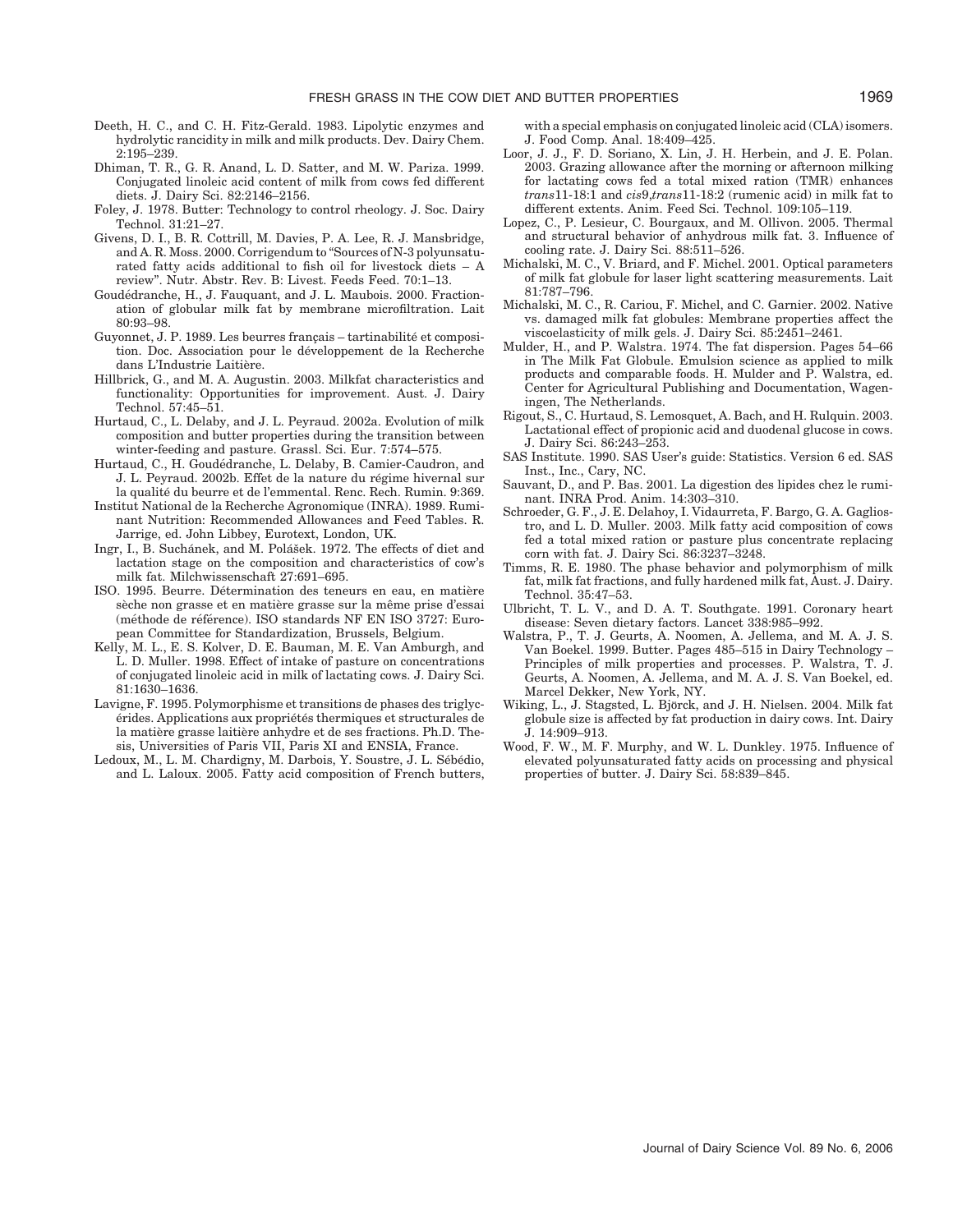Deeth, H. C., and C. H. Fitz-Gerald. 1983. Lipolytic enzymes and hydrolytic rancidity in milk and milk products. Dev. Dairy Chem. 2:195–239.

Dhiman, T. R., G. R. Anand, L. D. Satter, and M. W. Pariza. 1999. Conjugated linoleic acid content of milk from cows fed different diets. J. Dairy Sci. 82:2146–2156.

Foley, J. 1978. Butter: Technology to control rheology. J. Soc. Dairy Technol. 31:21–27.

Givens, D. I., B. R. Cottrill, M. Davies, P. A. Lee, R. J. Mansbridge, and A. R. Moss. 2000. Corrigendum to "Sources of N-3 polyunsaturated fatty acids additional to fish oil for livestock diets – A review". Nutr. Abstr. Rev. B: Livest. Feeds Feed. 70:1–13.

Goudédranche, H., J. Fauquant, and J. L. Maubois. 2000. Fractionation of globular milk fat by membrane microfiltration. Lait 80:93–98.

Guyonnet, J. P. 1989. Les beurres français – tartinabilité et composition. Doc. Association pour le développement de la Recherche dans L'Industrie Laitière.

Hillbrick, G., and M. A. Augustin. 2003. Milkfat characteristics and functionality: Opportunities for improvement. Aust. J. Dairy Technol. 57:45–51.

Hurtaud, C., L. Delaby, and J. L. Peyraud. 2002a. Evolution of milk composition and butter properties during the transition between winter-feeding and pasture. Grassl. Sci. Eur. 7:574–575.

Hurtaud, C., H. Goudédranche, L. Delaby, B. Camier-Caudron, and J. L. Peyraud. 2002b. Effet de la nature du régime hivernal sur la qualité du beurre et de l'emmental. Renc. Rech. Rumin. 9:369.

Institut National de la Recherche Agronomique (INRA). 1989. Ruminant Nutrition: Recommended Allowances and Feed Tables. R. Jarrige, ed. John Libbey, Eurotext, London, UK.

Ingr, I., B. Suchánek, and M. Polášek. 1972. The effects of diet and lactation stage on the composition and characteristics of cow's milk fat. Milchwissenschaft 27:691–695.

ISO. 1995. Beurre. Détermination des teneurs en eau, en matière sèche non grasse et en matière grasse sur la même prise d'essai (méthode de référence). ISO standards NF EN ISO 3727: European Committee for Standardization, Brussels, Belgium.

Kelly, M. L., E. S. Kolver, D. E. Bauman, M. E. Van Amburgh, and L. D. Muller. 1998. Effect of intake of pasture on concentrations of conjugated linoleic acid in milk of lactating cows. J. Dairy Sci. 81:1630–1636.

Lavigne, F. 1995. Polymorphisme et transitions de phases des triglycérides. Applications aux propriétés thermiques et structurales de la matière grasse laitière anhydre et de ses fractions. Ph.D. Thesis, Universities of Paris VII, Paris XI and ENSIA, France.

Ledoux, M., L. M. Chardigny, M. Darbois, Y. Soustre, J. L. Sébédio, and L. Laloux. 2005. Fatty acid composition of French butters, with a special emphasis on conjugated linoleic acid (CLA) isomers. J. Food Comp. Anal. 18:409–425.

Loor, J. J., F. D. Soriano, X. Lin, J. H. Herbein, and J. E. Polan. 2003. Grazing allowance after the morning or afternoon milking for lactating cows fed a total mixed ration (TMR) enhances *trans*11-18:1 and *cis*9,*trans*11-18:2 (rumenic acid) in milk fat to different extents. Anim. Feed Sci. Technol. 109:105–119.

Lopez, C., P. Lesieur, C. Bourgaux, and M. Ollivon. 2005. Thermal and structural behavior of anhydrous milk fat. 3. Influence of cooling rate. J. Dairy Sci. 88:511–526.

Michalski, M. C., V. Briard, and F. Michel. 2001. Optical parameters of milk fat globule for laser light scattering measurements. Lait 81:787–796.

Michalski, M. C., R. Cariou, F. Michel, and C. Garnier. 2002. Native vs. damaged milk fat globules: Membrane properties affect the viscoelasticity of milk gels. J. Dairy Sci. 85:2451–2461.

Mulder, H., and P. Walstra. 1974. The fat dispersion. Pages 54–66 in The Milk Fat Globule. Emulsion science as applied to milk products and comparable foods. H. Mulder and P. Walstra, ed. Center for Agricultural Publishing and Documentation, Wageningen, The Netherlands.

Rigout, S., C. Hurtaud, S. Lemosquet, A. Bach, and H. Rulquin. 2003. Lactational effect of propionic acid and duodenal glucose in cows. J. Dairy Sci. 86:243–253.

SAS Institute. 1990. SAS User's guide: Statistics. Version 6 ed. SAS Inst., Inc., Cary, NC.

Sauvant, D., and P. Bas. 2001. La digestion des lipides chez le ruminant. INRA Prod. Anim. 14:303–310.

Schroeder, G. F., J. E. Delahoy, I. Vidaurreta, F. Bargo, G. A. Gagliostro, and L. D. Muller. 2003. Milk fatty acid composition of cows fed a total mixed ration or pasture plus concentrate replacing corn with fat. J. Dairy Sci. 86:3237–3248.

Timms, R. E. 1980. The phase behavior and polymorphism of milk fat, milk fat fractions, and fully hardened milk fat, Aust. J. Dairy. Technol. 35:47–53.

Ulbricht, T. L. V., and D. A. T. Southgate. 1991. Coronary heart disease: Seven dietary factors. Lancet 338:985–992.

Walstra, P., T. J. Geurts, A. Noomen, A. Jellema, and M. A. J. S. Van Boekel. 1999. Butter. Pages 485–515 in Dairy Technology – Principles of milk properties and processes. P. Walstra, T. J. Geurts, A. Noomen, A. Jellema, and M. A. J. S. Van Boekel, ed. Marcel Dekker, New York, NY.

Wiking, L., J. Stagsted, L. Björck, and J. H. Nielsen. 2004. Milk fat globule size is affected by fat production in dairy cows. Int. Dairy J. 14:909–913.

Wood, F. W., M. F. Murphy, and W. L. Dunkley. 1975. Influence of elevated polyunsaturated fatty acids on processing and physical properties of butter. J. Dairy Sci. 58:839–845.